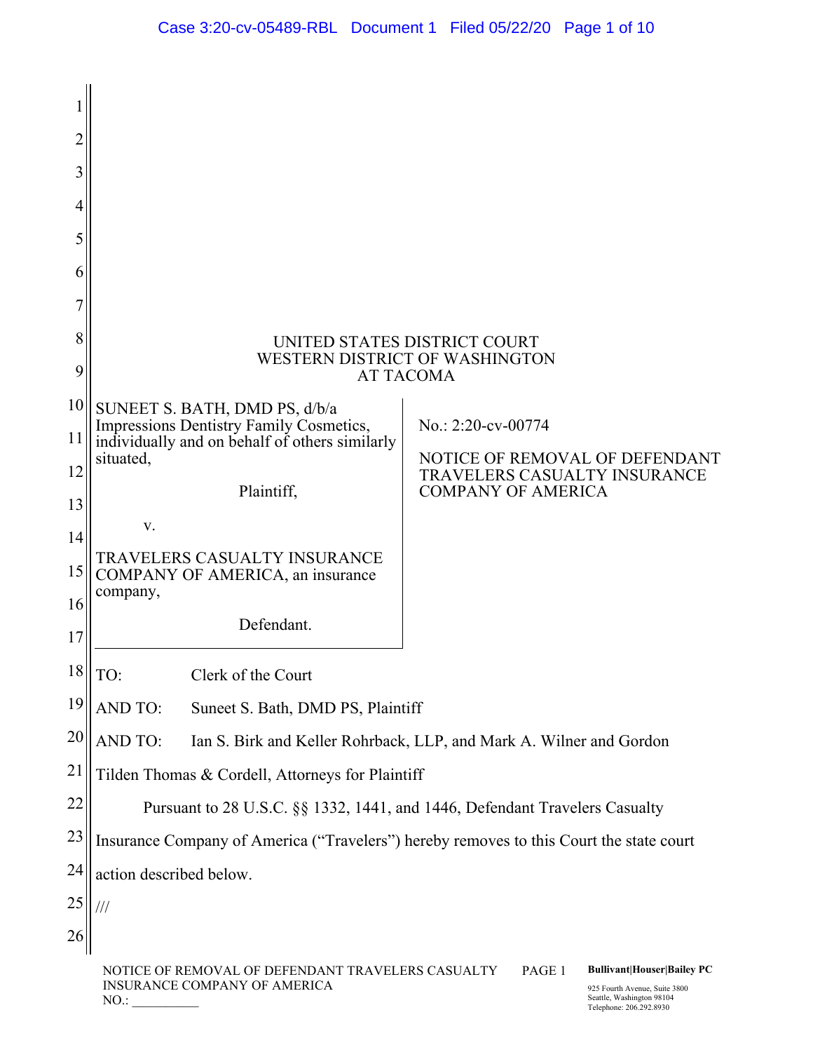UNITED STATES DISTRICT COURT
WESTERN DISTRICT OF WASHINGTON
AT TACOMA

| | |
|---|---|
| SUNEET S. BATH, DMD PS, d/b/a Impressions Dentistry Family Cosmetics, individually and on behalf of others similarly situated,<br><br>Plaintiff,<br><br>v.<br><br>TRAVELERS CASUALTY INSURANCE COMPANY OF AMERICA, an insurance company,<br><br>Defendant. | No.: 2:20-cv-00774<br><br>NOTICE OF REMOVAL OF DEFENDANT TRAVELERS CASUALTY INSURANCE COMPANY OF AMERICA |

TO: Clerk of the Court

AND TO: Suneet S. Bath, DMD PS, Plaintiff

AND TO: Ian S. Birk and Keller Rohrback, LLP, and Mark A. Wilner and Gordon Tilden Thomas & Cordell, Attorneys for Plaintiff

Pursuant to 28 U.S.C. §§ 1332, 1441, and 1446, Defendant Travelers Casualty Insurance Company of America ("Travelers") hereby removes to this Court the state court action described below.

///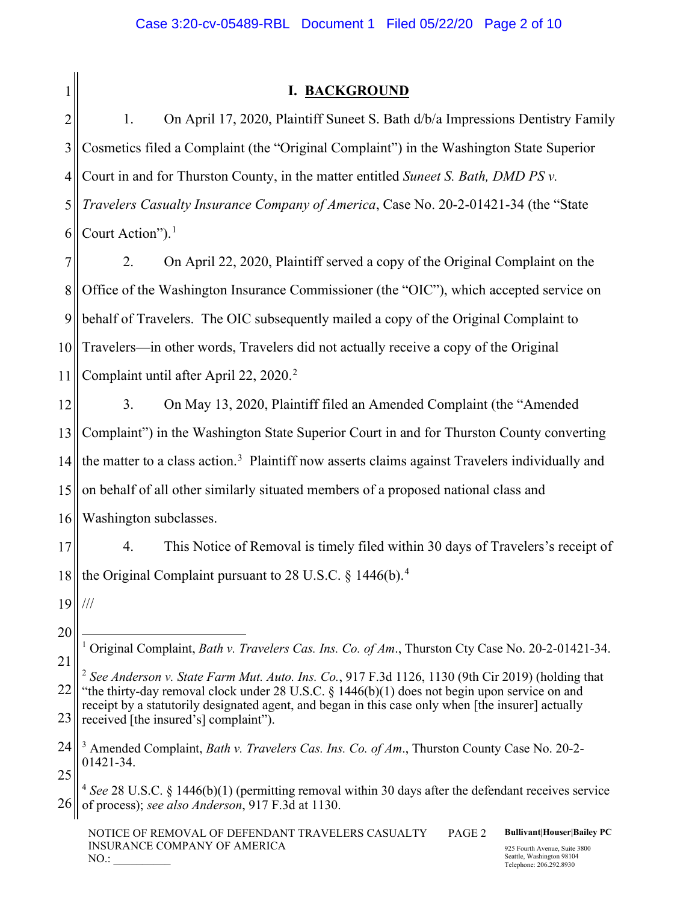## I. BACKGROUND

1. On April 17, 2020, Plaintiff Suneet S. Bath d/b/a Impressions Dentistry Family Cosmetics filed a Complaint (the "Original Complaint") in the Washington State Superior Court in and for Thurston County, in the matter entitled *Suneet S. Bath, DMD PS v. Travelers Casualty Insurance Company of America*, Case No. 20-2-01421-34 (the "State Court Action").[1]

2. On April 22, 2020, Plaintiff served a copy of the Original Complaint on the Office of the Washington Insurance Commissioner (the "OIC"), which accepted service on behalf of Travelers. The OIC subsequently mailed a copy of the Original Complaint to Travelers—in other words, Travelers did not actually receive a copy of the Original Complaint until after April 22, 2020.[2]

3. On May 13, 2020, Plaintiff filed an Amended Complaint (the "Amended Complaint") in the Washington State Superior Court in and for Thurston County converting the matter to a class action.[3] Plaintiff now asserts claims against Travelers individually and on behalf of all other similarly situated members of a proposed national class and Washington subclasses.

4. This Notice of Removal is timely filed within 30 days of Travelers's receipt of the Original Complaint pursuant to 28 U.S.C. § 1446(b).[4]

///

---

[1] Original Complaint, *Bath v. Travelers Cas. Ins. Co. of Am*., Thurston Cty Case No. 20-2-01421-34.

[2] *See Anderson v. State Farm Mut. Auto. Ins. Co.*, 917 F.3d 1126, 1130 (9th Cir 2019) (holding that "the thirty-day removal clock under 28 U.S.C. § 1446(b)(1) does not begin upon service on and receipt by a statutorily designated agent, and began in this case only when [the insurer] actually received [the insured's] complaint").

[3] Amended Complaint, *Bath v. Travelers Cas. Ins. Co. of Am*., Thurston County Case No. 20-2-01421-34.

[4] *See* 28 U.S.C. § 1446(b)(1) (permitting removal within 30 days after the defendant receives service of process); *see also Anderson*, 917 F.3d at 1130.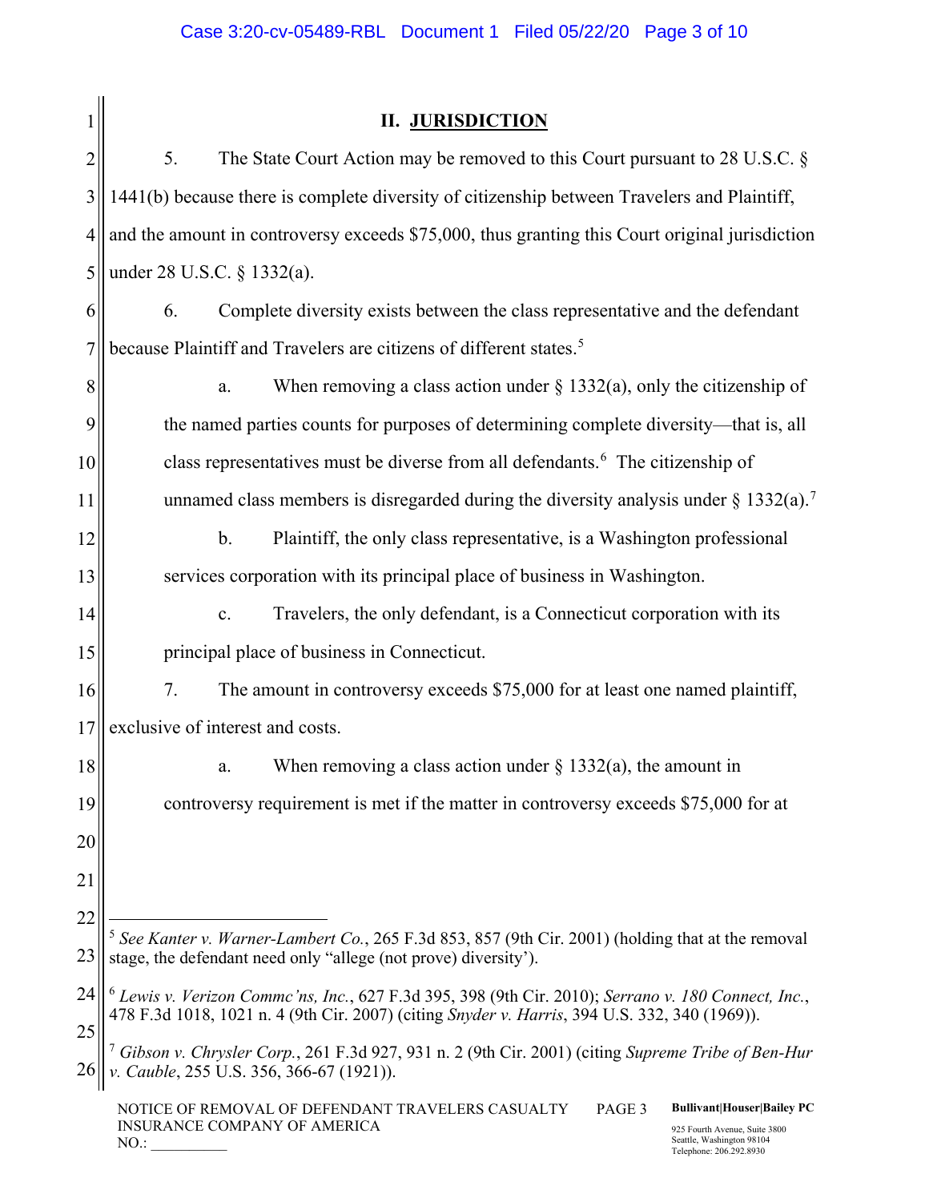## II. JURISDICTION

5. The State Court Action may be removed to this Court pursuant to 28 U.S.C. § 1441(b) because there is complete diversity of citizenship between Travelers and Plaintiff, and the amount in controversy exceeds $75,000, thus granting this Court original jurisdiction under 28 U.S.C. § 1332(a).

6. Complete diversity exists between the class representative and the defendant because Plaintiff and Travelers are citizens of different states.[5]

a. When removing a class action under § 1332(a), only the citizenship of the named parties counts for purposes of determining complete diversity—that is, all class representatives must be diverse from all defendants.[6] The citizenship of unnamed class members is disregarded during the diversity analysis under § 1332(a).[7]

b. Plaintiff, the only class representative, is a Washington professional services corporation with its principal place of business in Washington.

c. Travelers, the only defendant, is a Connecticut corporation with its principal place of business in Connecticut.

7. The amount in controversy exceeds $75,000 for at least one named plaintiff, exclusive of interest and costs.

a. When removing a class action under § 1332(a), the amount in controversy requirement is met if the matter in controversy exceeds $75,000 for at

---

[5] *See Kanter v. Warner-Lambert Co.*, 265 F.3d 853, 857 (9th Cir. 2001) (holding that at the removal stage, the defendant need only "allege (not prove) diversity').

[6] *Lewis v. Verizon Commc'ns, Inc.*, 627 F.3d 395, 398 (9th Cir. 2010); *Serrano v. 180 Connect, Inc.*, 478 F.3d 1018, 1021 n. 4 (9th Cir. 2007) (citing *Snyder v. Harris*, 394 U.S. 332, 340 (1969)).

[7] *Gibson v. Chrysler Corp.*, 261 F.3d 927, 931 n. 2 (9th Cir. 2001) (citing *Supreme Tribe of Ben-Hur v. Cauble*, 255 U.S. 356, 366-67 (1921)).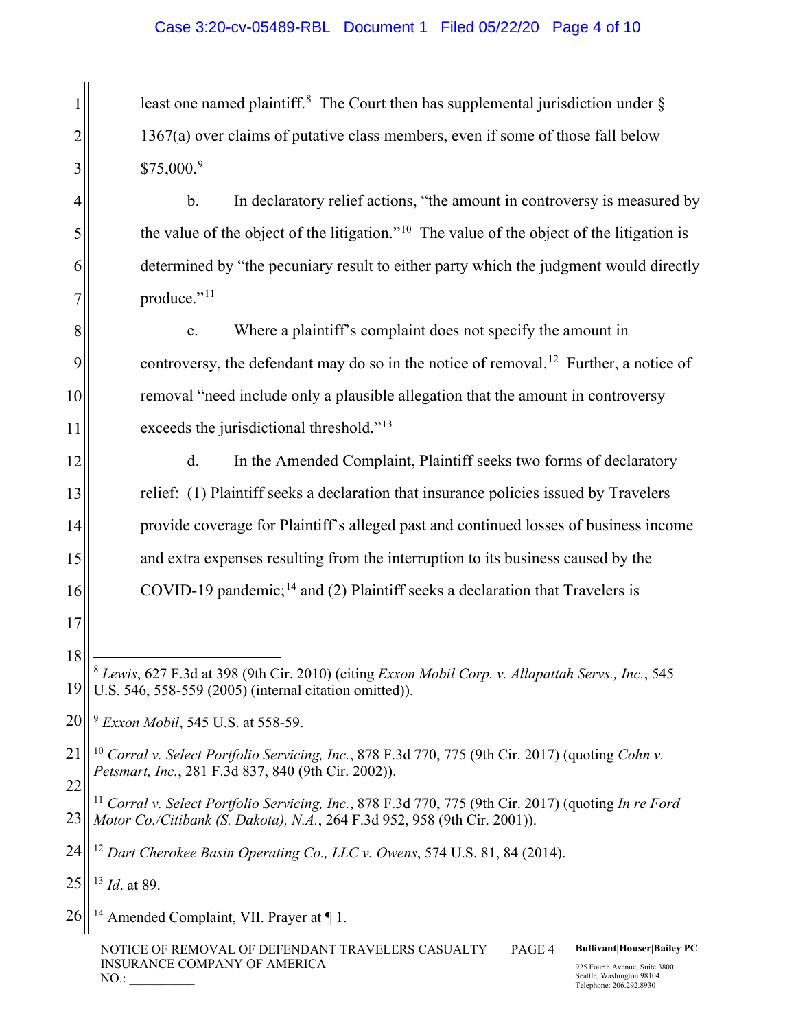least one named plaintiff.[8] The Court then has supplemental jurisdiction under § 1367(a) over claims of putative class members, even if some of those fall below $75,000.[9]

b. In declaratory relief actions, "the amount in controversy is measured by the value of the object of the litigation."[10] The value of the object of the litigation is determined by "the pecuniary result to either party which the judgment would directly produce."[11]

c. Where a plaintiff's complaint does not specify the amount in controversy, the defendant may do so in the notice of removal.[12] Further, a notice of removal "need include only a plausible allegation that the amount in controversy exceeds the jurisdictional threshold."[13]

d. In the Amended Complaint, Plaintiff seeks two forms of declaratory relief: (1) Plaintiff seeks a declaration that insurance policies issued by Travelers provide coverage for Plaintiff's alleged past and continued losses of business income and extra expenses resulting from the interruption to its business caused by the COVID-19 pandemic;[14] and (2) Plaintiff seeks a declaration that Travelers is

---

[8] *Lewis*, 627 F.3d at 398 (9th Cir. 2010) (citing *Exxon Mobil Corp. v. Allapattah Servs., Inc.*, 545 U.S. 546, 558-559 (2005) (internal citation omitted)).

[9] *Exxon Mobil*, 545 U.S. at 558-59.

[10] *Corral v. Select Portfolio Servicing, Inc.*, 878 F.3d 770, 775 (9th Cir. 2017) (quoting *Cohn v. Petsmart, Inc.*, 281 F.3d 837, 840 (9th Cir. 2002)).

[11] *Corral v. Select Portfolio Servicing, Inc.*, 878 F.3d 770, 775 (9th Cir. 2017) (quoting *In re Ford Motor Co./Citibank (S. Dakota), N.A.*, 264 F.3d 952, 958 (9th Cir. 2001)).

[12] *Dart Cherokee Basin Operating Co., LLC v. Owens*, 574 U.S. 81, 84 (2014).

[13] *Id*. at 89.

[14] Amended Complaint, VII. Prayer at ¶ 1.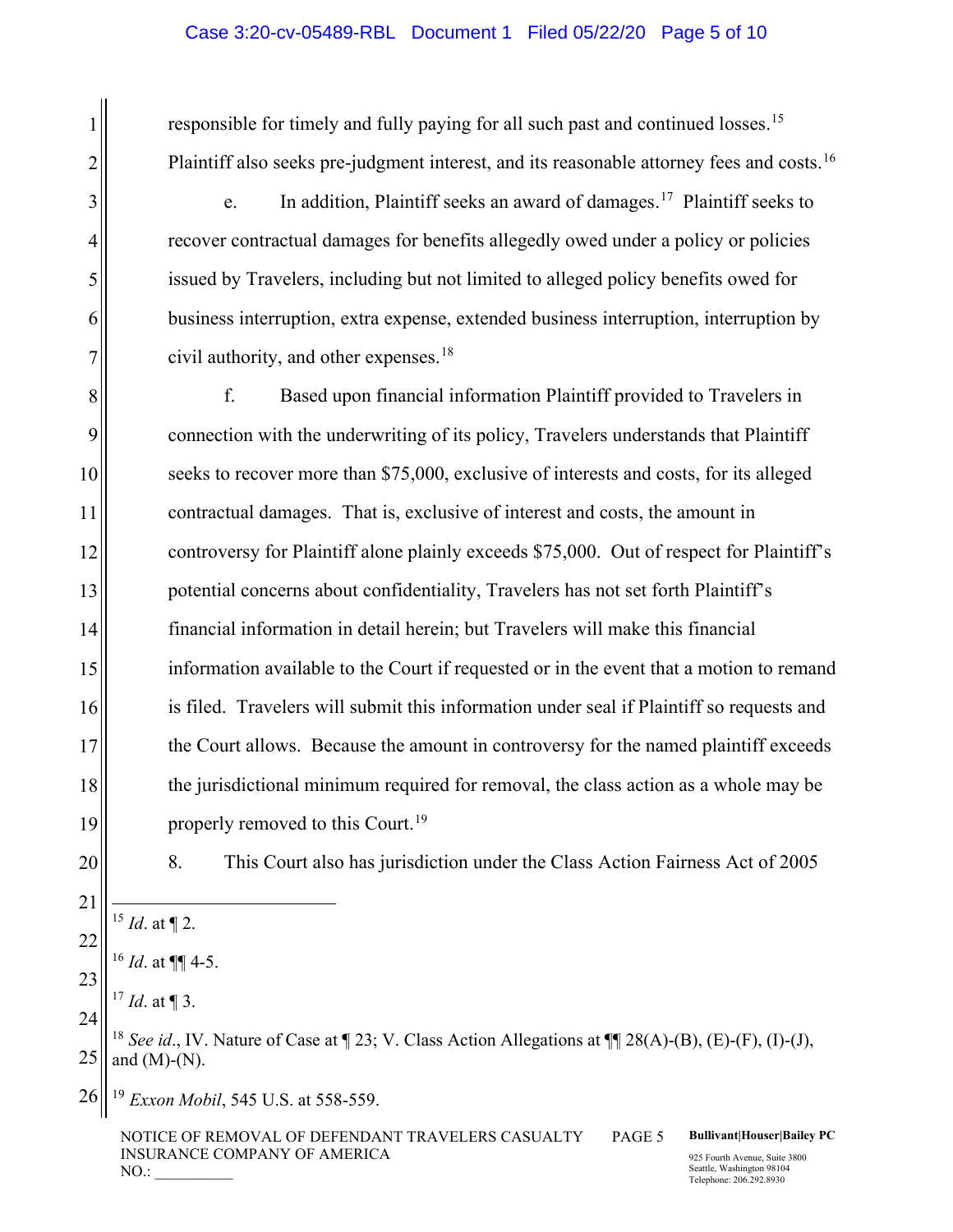responsible for timely and fully paying for all such past and continued losses.[15] Plaintiff also seeks pre-judgment interest, and its reasonable attorney fees and costs.[16]

e. In addition, Plaintiff seeks an award of damages.[17] Plaintiff seeks to recover contractual damages for benefits allegedly owed under a policy or policies issued by Travelers, including but not limited to alleged policy benefits owed for business interruption, extra expense, extended business interruption, interruption by civil authority, and other expenses.[18]

f. Based upon financial information Plaintiff provided to Travelers in connection with the underwriting of its policy, Travelers understands that Plaintiff seeks to recover more than $75,000, exclusive of interests and costs, for its alleged contractual damages. That is, exclusive of interest and costs, the amount in controversy for Plaintiff alone plainly exceeds $75,000. Out of respect for Plaintiff's potential concerns about confidentiality, Travelers has not set forth Plaintiff's financial information in detail herein; but Travelers will make this financial information available to the Court if requested or in the event that a motion to remand is filed. Travelers will submit this information under seal if Plaintiff so requests and the Court allows. Because the amount in controversy for the named plaintiff exceeds the jurisdictional minimum required for removal, the class action as a whole may be properly removed to this Court.[19]

8. This Court also has jurisdiction under the Class Action Fairness Act of 2005

---

[15] *Id*. at ¶ 2.

[16] *Id*. at ¶¶ 4-5.

[17] *Id*. at ¶ 3.

[18] *See id*., IV. Nature of Case at ¶ 23; V. Class Action Allegations at ¶¶ 28(A)-(B), (E)-(F), (I)-(J), and (M)-(N).

[19] *Exxon Mobil*, 545 U.S. at 558-559.

NOTICE OF REMOVAL OF DEFENDANT TRAVELERS CASUALTY INSURANCE COMPANY OF AMERICA
NO.: __________

**Bullivant|Houser|Bailey PC**
925 Fourth Avenue, Suite 3800
Seattle, Washington 98104
Telephone: 206.292.8930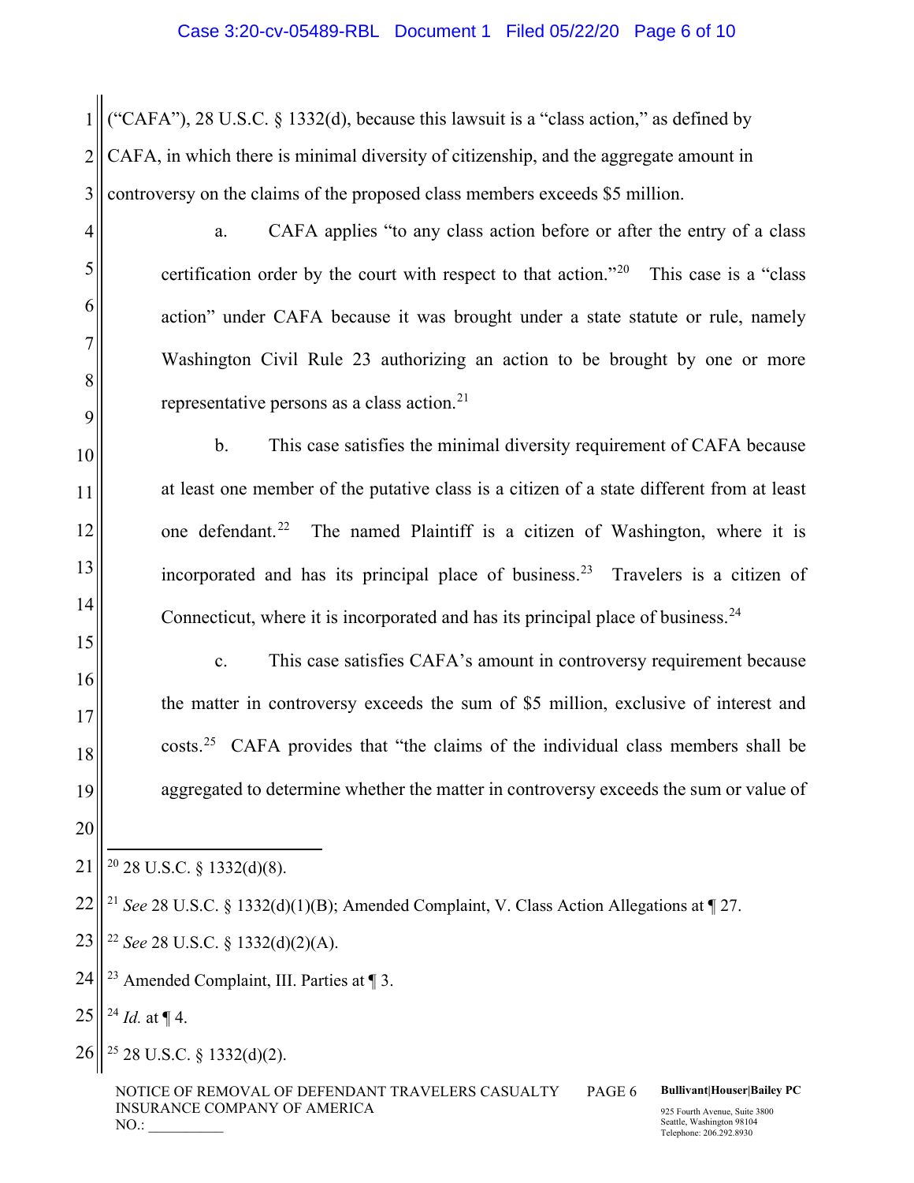("CAFA"), 28 U.S.C. § 1332(d), because this lawsuit is a "class action," as defined by CAFA, in which there is minimal diversity of citizenship, and the aggregate amount in controversy on the claims of the proposed class members exceeds $5 million.

a. CAFA applies "to any class action before or after the entry of a class certification order by the court with respect to that action."[20] This case is a "class action" under CAFA because it was brought under a state statute or rule, namely Washington Civil Rule 23 authorizing an action to be brought by one or more representative persons as a class action.[21]

b. This case satisfies the minimal diversity requirement of CAFA because at least one member of the putative class is a citizen of a state different from at least one defendant.[22] The named Plaintiff is a citizen of Washington, where it is incorporated and has its principal place of business.[23] Travelers is a citizen of Connecticut, where it is incorporated and has its principal place of business.[24]

c. This case satisfies CAFA's amount in controversy requirement because the matter in controversy exceeds the sum of $5 million, exclusive of interest and costs.[25] CAFA provides that "the claims of the individual class members shall be aggregated to determine whether the matter in controversy exceeds the sum or value of

---

[20] 28 U.S.C. § 1332(d)(8).

[21] *See* 28 U.S.C. § 1332(d)(1)(B); Amended Complaint, V. Class Action Allegations at ¶ 27.

[22] *See* 28 U.S.C. § 1332(d)(2)(A).

[23] Amended Complaint, III. Parties at ¶ 3.

[24] *Id.* at ¶ 4.

[25] 28 U.S.C. § 1332(d)(2).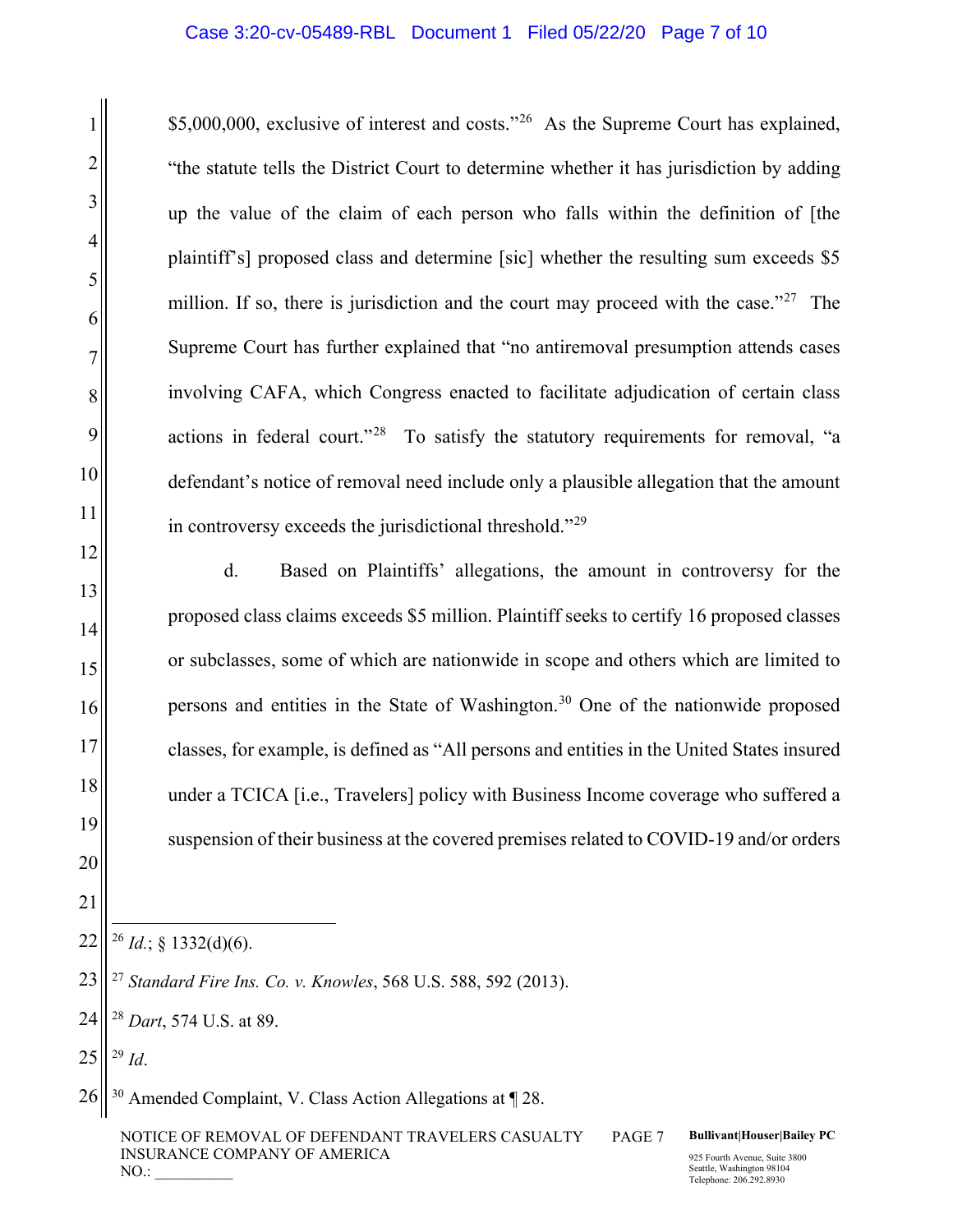$5,000,000, exclusive of interest and costs."[26] As the Supreme Court has explained, "the statute tells the District Court to determine whether it has jurisdiction by adding up the value of the claim of each person who falls within the definition of [the plaintiff's] proposed class and determine [sic] whether the resulting sum exceeds $5 million. If so, there is jurisdiction and the court may proceed with the case."[27] The Supreme Court has further explained that "no antiremoval presumption attends cases involving CAFA, which Congress enacted to facilitate adjudication of certain class actions in federal court."[28] To satisfy the statutory requirements for removal, "a defendant's notice of removal need include only a plausible allegation that the amount in controversy exceeds the jurisdictional threshold."[29]

d. Based on Plaintiffs' allegations, the amount in controversy for the proposed class claims exceeds $5 million. Plaintiff seeks to certify 16 proposed classes or subclasses, some of which are nationwide in scope and others which are limited to persons and entities in the State of Washington.[30] One of the nationwide proposed classes, for example, is defined as "All persons and entities in the United States insured under a TCICA [i.e., Travelers] policy with Business Income coverage who suffered a suspension of their business at the covered premises related to COVID-19 and/or orders

---

[26] *Id.*; § 1332(d)(6).

[27] *Standard Fire Ins. Co. v. Knowles*, 568 U.S. 588, 592 (2013).

[28] *Dart*, 574 U.S. at 89.

[29] *Id*.

[30] Amended Complaint, V. Class Action Allegations at ¶ 28.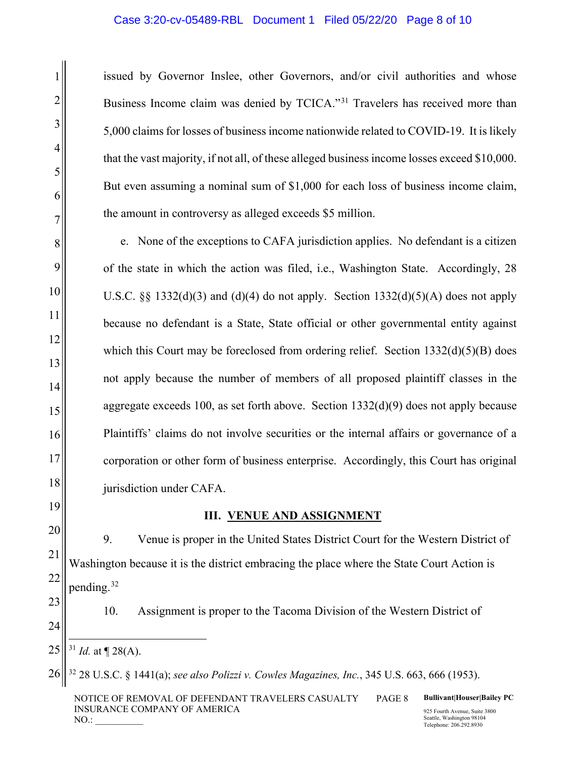issued by Governor Inslee, other Governors, and/or civil authorities and whose Business Income claim was denied by TCICA."[31] Travelers has received more than 5,000 claims for losses of business income nationwide related to COVID-19. It is likely that the vast majority, if not all, of these alleged business income losses exceed $10,000. But even assuming a nominal sum of $1,000 for each loss of business income claim, the amount in controversy as alleged exceeds $5 million.

e. None of the exceptions to CAFA jurisdiction applies. No defendant is a citizen of the state in which the action was filed, i.e., Washington State. Accordingly, 28 U.S.C. §§ 1332(d)(3) and (d)(4) do not apply. Section 1332(d)(5)(A) does not apply because no defendant is a State, State official or other governmental entity against which this Court may be foreclosed from ordering relief. Section 1332(d)(5)(B) does not apply because the number of members of all proposed plaintiff classes in the aggregate exceeds 100, as set forth above. Section 1332(d)(9) does not apply because Plaintiffs' claims do not involve securities or the internal affairs or governance of a corporation or other form of business enterprise. Accordingly, this Court has original jurisdiction under CAFA.

## III. VENUE AND ASSIGNMENT

9. Venue is proper in the United States District Court for the Western District of Washington because it is the district embracing the place where the State Court Action is pending.[32]

10. Assignment is proper to the Tacoma Division of the Western District of

---

[31] *Id.* at ¶ 28(A).

[32] 28 U.S.C. § 1441(a); *see also Polizzi v. Cowles Magazines, Inc.*, 345 U.S. 663, 666 (1953).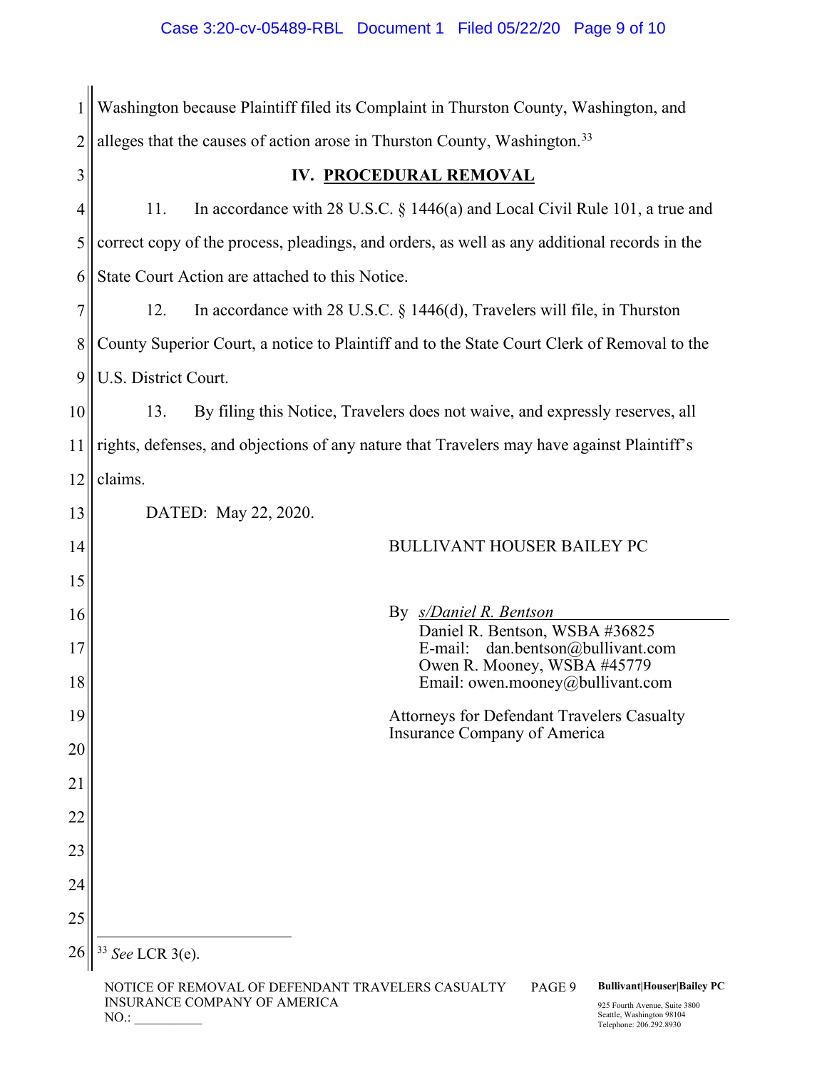Washington because Plaintiff filed its Complaint in Thurston County, Washington, and alleges that the causes of action arose in Thurston County, Washington.[33]

## IV. PROCEDURAL REMOVAL

11. In accordance with 28 U.S.C. § 1446(a) and Local Civil Rule 101, a true and correct copy of the process, pleadings, and orders, as well as any additional records in the State Court Action are attached to this Notice.

12. In accordance with 28 U.S.C. § 1446(d), Travelers will file, in Thurston County Superior Court, a notice to Plaintiff and to the State Court Clerk of Removal to the U.S. District Court.

13. By filing this Notice, Travelers does not waive, and expressly reserves, all rights, defenses, and objections of any nature that Travelers may have against Plaintiff's claims.

DATED: May 22, 2020.

BULLIVANT HOUSER BAILEY PC

By *s/Daniel R. Bentson*
Daniel R. Bentson, WSBA #36825
E-mail: dan.bentson@bullivant.com
Owen R. Mooney, WSBA #45779
Email: owen.mooney@bullivant.com

Attorneys for Defendant Travelers Casualty Insurance Company of America

---

[33] *See* LCR 3(e).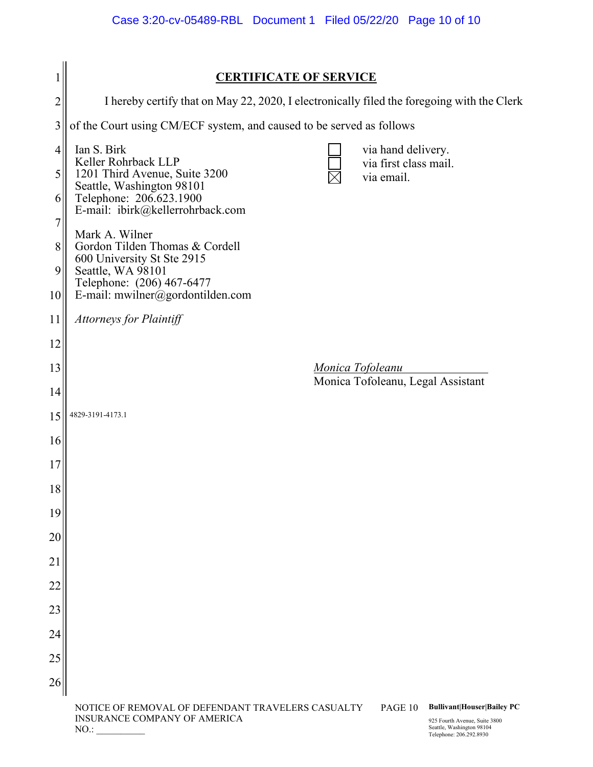## CERTIFICATE OF SERVICE

I hereby certify that on May 22, 2020, I electronically filed the foregoing with the Clerk of the Court using CM/ECF system, and caused to be served as follows

Ian S. Birk
Keller Rohrback LLP
1201 Third Avenue, Suite 3200
Seattle, Washington 98101
Telephone: 206.623.1900
E-mail: ibirk@kellerrohrback.com

Mark A. Wilner
Gordon Tilden Thomas & Cordell
600 University St Ste 2915
Seattle, WA 98101
Telephone: (206) 467-6477
E-mail: mwilner@gordontilden.com

*Attorneys for Plaintiff*

☐ via hand delivery.
☐ via first class mail.
☒ via email.

*Monica Tofoleanu*
Monica Tofoleanu, Legal Assistant

4829-3191-4173.1

NOTICE OF REMOVAL OF DEFENDANT TRAVELERS CASUALTY INSURANCE COMPANY OF AMERICA
NO.: __________

**Bullivant|Houser|Bailey PC**
925 Fourth Avenue, Suite 3800
Seattle, Washington 98104
Telephone: 206.292.8930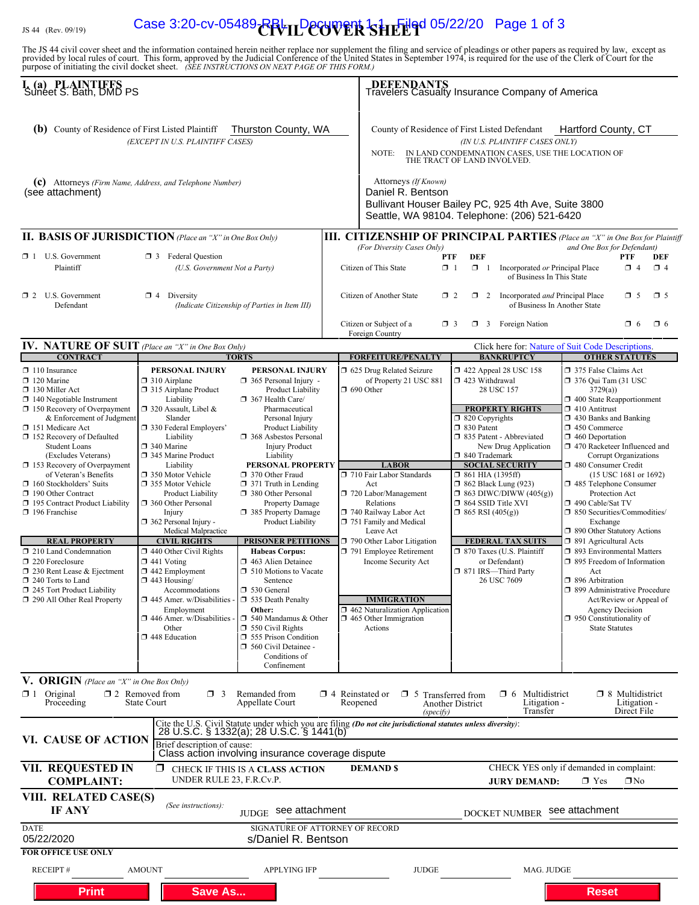JS 44 (Rev. 09/19)

# CIVIL COVER SHEET

The JS 44 civil cover sheet and the information contained herein neither replace nor supplement the filing and service of pleadings or other papers as required by law, except as provided by local rules of court. This form, approved by the Judicial Conference of the United States in September 1974, is required for the use of the Clerk of Court for the purpose of initiating the civil docket sheet. *(SEE INSTRUCTIONS ON NEXT PAGE OF THIS FORM.)*

## I. (a) PLAINTIFFS

Suneet S. Bath, DMD PS

**(b)** County of Residence of First Listed Plaintiff: Thurston County, WA
*(EXCEPT IN U.S. PLAINTIFF CASES)*

**(c)** Attorneys *(Firm Name, Address, and Telephone Number)*
(see attachment)

## DEFENDANTS

Travelers Casualty Insurance Company of America

County of Residence of First Listed Defendant: Hartford County, CT
*(IN U.S. PLAINTIFF CASES ONLY)*

NOTE: IN LAND CONDEMNATION CASES, USE THE LOCATION OF THE TRACT OF LAND INVOLVED.

Attorneys *(If Known)*
Daniel R. Bentson
Bullivant Houser Bailey PC, 925 4th Ave, Suite 3800
Seattle, WA 98104. Telephone: (206) 521-6420

## II. BASIS OF JURISDICTION *(Place an "X" in One Box Only)*

- ☐ 1 U.S. Government Plaintiff
- ☐ 3 Federal Question (U.S. Government Not a Party)
- ☐ 2 U.S. Government Defendant
- ☐ 4 Diversity (Indicate Citizenship of Parties in Item III)

## III. CITIZENSHIP OF PRINCIPAL PARTIES *(Place an "X" in One Box for Plaintiff and One Box for Defendant)* *(For Diversity Cases Only)*

| | PTF | DEF | | PTF | DEF |
|---|---|---|---|---|---|
| Citizen of This State | ☐ 1 | ☐ 1 | Incorporated *or* Principal Place of Business In This State | ☐ 4 | ☐ 4 |
| Citizen of Another State | ☐ 2 | ☐ 2 | Incorporated *and* Principal Place of Business In Another State | ☐ 5 | ☐ 5 |
| Citizen or Subject of a Foreign Country | ☐ 3 | ☐ 3 | Foreign Nation | ☐ 6 | ☐ 6 |

## IV. NATURE OF SUIT *(Place an "X" in One Box Only)*

Click here for: Nature of Suit Code Descriptions.

**CONTRACT**
- ☐ 110 Insurance
- ☐ 120 Marine
- ☐ 130 Miller Act
- ☐ 140 Negotiable Instrument
- ☐ 150 Recovery of Overpayment & Enforcement of Judgment
- ☐ 151 Medicare Act
- ☐ 152 Recovery of Defaulted Student Loans (Excludes Veterans)
- ☐ 153 Recovery of Overpayment of Veteran's Benefits
- ☐ 160 Stockholders' Suits
- ☐ 190 Other Contract
- ☐ 195 Contract Product Liability
- ☐ 196 Franchise

**REAL PROPERTY**
- ☐ 210 Land Condemnation
- ☐ 220 Foreclosure
- ☐ 230 Rent Lease & Ejectment
- ☐ 240 Torts to Land
- ☐ 245 Tort Product Liability
- ☐ 290 All Other Real Property

**TORTS — PERSONAL INJURY**
- ☐ 310 Airplane
- ☐ 315 Airplane Product Liability
- ☐ 320 Assault, Libel & Slander
- ☐ 330 Federal Employers' Liability
- ☐ 340 Marine
- ☐ 345 Marine Product Liability
- ☐ 350 Motor Vehicle
- ☐ 355 Motor Vehicle Product Liability
- ☐ 360 Other Personal Injury
- ☐ 362 Personal Injury - Medical Malpractice

**PERSONAL INJURY**
- ☐ 365 Personal Injury - Product Liability
- ☐ 367 Health Care/ Pharmaceutical Personal Injury Product Liability
- ☐ 368 Asbestos Personal Injury Product Liability

**PERSONAL PROPERTY**
- ☐ 370 Other Fraud
- ☐ 371 Truth in Lending
- ☐ 380 Other Personal Property Damage
- ☐ 385 Property Damage Product Liability

**CIVIL RIGHTS**
- ☐ 440 Other Civil Rights
- ☐ 441 Voting
- ☐ 442 Employment
- ☐ 443 Housing/ Accommodations
- ☐ 445 Amer. w/Disabilities - Employment
- ☐ 446 Amer. w/Disabilities - Other
- ☐ 448 Education

**PRISONER PETITIONS**
Habeas Corpus:
- ☐ 463 Alien Detainee
- ☐ 510 Motions to Vacate Sentence
- ☐ 530 General
- ☐ 535 Death Penalty

Other:
- ☐ 540 Mandamus & Other
- ☐ 550 Civil Rights
- ☐ 555 Prison Condition
- ☐ 560 Civil Detainee - Conditions of Confinement

**FORFEITURE/PENALTY**
- ☐ 625 Drug Related Seizure of Property 21 USC 881
- ☐ 690 Other

**LABOR**
- ☐ 710 Fair Labor Standards Act
- ☐ 720 Labor/Management Relations
- ☐ 740 Railway Labor Act
- ☐ 751 Family and Medical Leave Act
- ☐ 790 Other Labor Litigation
- ☐ 791 Employee Retirement Income Security Act

**IMMIGRATION**
- ☐ 462 Naturalization Application
- ☐ 465 Other Immigration Actions

**BANKRUPTCY**
- ☐ 422 Appeal 28 USC 158
- ☐ 423 Withdrawal 28 USC 157

**PROPERTY RIGHTS**
- ☐ 820 Copyrights
- ☐ 830 Patent
- ☐ 835 Patent - Abbreviated New Drug Application
- ☐ 840 Trademark

**SOCIAL SECURITY**
- ☐ 861 HIA (1395ff)
- ☐ 862 Black Lung (923)
- ☐ 863 DIWC/DIWW (405(g))
- ☐ 864 SSID Title XVI
- ☐ 865 RSI (405(g))

**FEDERAL TAX SUITS**
- ☐ 870 Taxes (U.S. Plaintiff or Defendant)
- ☐ 871 IRS—Third Party 26 USC 7609

**OTHER STATUTES**
- ☐ 375 False Claims Act
- ☐ 376 Qui Tam (31 USC 3729(a))
- ☐ 400 State Reapportionment
- ☐ 410 Antitrust
- ☐ 430 Banks and Banking
- ☐ 450 Commerce
- ☐ 460 Deportation
- ☐ 470 Racketeer Influenced and Corrupt Organizations
- ☐ 480 Consumer Credit (15 USC 1681 or 1692)
- ☐ 485 Telephone Consumer Protection Act
- ☐ 490 Cable/Sat TV
- ☐ 850 Securities/Commodities/ Exchange
- ☐ 890 Other Statutory Actions
- ☐ 891 Agricultural Acts
- ☐ 893 Environmental Matters
- ☐ 895 Freedom of Information Act
- ☐ 896 Arbitration
- ☐ 899 Administrative Procedure Act/Review or Appeal of Agency Decision
- ☐ 950 Constitutionality of State Statutes

## V. ORIGIN *(Place an "X" in One Box Only)*

- ☐ 1 Original Proceeding
- ☐ 2 Removed from State Court
- ☐ 3 Remanded from Appellate Court
- ☐ 4 Reinstated or Reopened
- ☐ 5 Transferred from Another District *(specify)*
- ☐ 6 Multidistrict Litigation - Transfer
- ☐ 8 Multidistrict Litigation - Direct File

## VI. CAUSE OF ACTION

Cite the U.S. Civil Statute under which you are filing *(Do not cite jurisdictional statutes unless diversity)*:
28 U.S.C. § 1332(a); 28 U.S.C. § 1441(b)

Brief description of cause:
Class action involving insurance coverage dispute

## VII. REQUESTED IN COMPLAINT:

☐ CHECK IF THIS IS A CLASS ACTION UNDER RULE 23, F.R.Cv.P.

DEMAND $

CHECK YES only if demanded in complaint:
JURY DEMAND: ☐ Yes ☐ No

## VIII. RELATED CASE(S) IF ANY

*(See instructions):*
JUDGE: see attachment
DOCKET NUMBER: see attachment

DATE: 05/22/2020
SIGNATURE OF ATTORNEY OF RECORD: s/Daniel R. Bentson

**FOR OFFICE USE ONLY**

RECEIPT # ____ AMOUNT ____ APPLYING IFP ____ JUDGE ____ MAG. JUDGE ____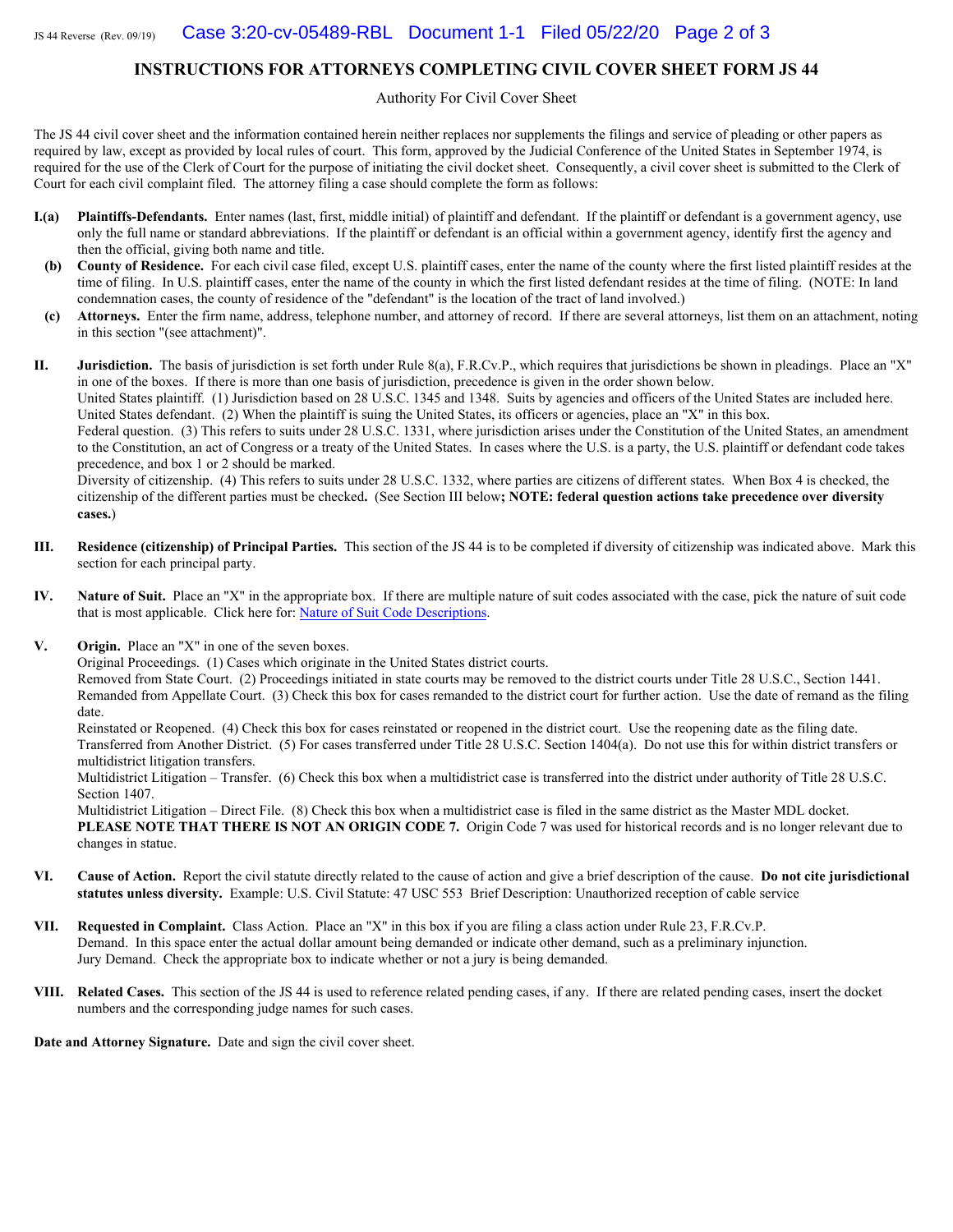# INSTRUCTIONS FOR ATTORNEYS COMPLETING CIVIL COVER SHEET FORM JS 44

Authority For Civil Cover Sheet

The JS 44 civil cover sheet and the information contained herein neither replaces nor supplements the filings and service of pleading or other papers as required by law, except as provided by local rules of court. This form, approved by the Judicial Conference of the United States in September 1974, is required for the use of the Clerk of Court for the purpose of initiating the civil docket sheet. Consequently, a civil cover sheet is submitted to the Clerk of Court for each civil complaint filed. The attorney filing a case should complete the form as follows:

**I.(a) Plaintiffs-Defendants.** Enter names (last, first, middle initial) of plaintiff and defendant. If the plaintiff or defendant is a government agency, use only the full name or standard abbreviations. If the plaintiff or defendant is an official within a government agency, identify first the agency and then the official, giving both name and title.

**(b) County of Residence.** For each civil case filed, except U.S. plaintiff cases, enter the name of the county where the first listed plaintiff resides at the time of filing. In U.S. plaintiff cases, enter the name of the county in which the first listed defendant resides at the time of filing. (NOTE: In land condemnation cases, the county of residence of the "defendant" is the location of the tract of land involved.)

**(c) Attorneys.** Enter the firm name, address, telephone number, and attorney of record. If there are several attorneys, list them on an attachment, noting in this section "(see attachment)".

**II. Jurisdiction.** The basis of jurisdiction is set forth under Rule 8(a), F.R.Cv.P., which requires that jurisdictions be shown in pleadings. Place an "X" in one of the boxes. If there is more than one basis of jurisdiction, precedence is given in the order shown below.
United States plaintiff. (1) Jurisdiction based on 28 U.S.C. 1345 and 1348. Suits by agencies and officers of the United States are included here.
United States defendant. (2) When the plaintiff is suing the United States, its officers or agencies, place an "X" in this box.
Federal question. (3) This refers to suits under 28 U.S.C. 1331, where jurisdiction arises under the Constitution of the United States, an amendment to the Constitution, an act of Congress or a treaty of the United States. In cases where the U.S. is a party, the U.S. plaintiff or defendant code takes precedence, and box 1 or 2 should be marked.
Diversity of citizenship. (4) This refers to suits under 28 U.S.C. 1332, where parties are citizens of different states. When Box 4 is checked, the citizenship of the different parties must be checked**.** (See Section III below**; NOTE: federal question actions take precedence over diversity cases.**)

**III. Residence (citizenship) of Principal Parties.** This section of the JS 44 is to be completed if diversity of citizenship was indicated above. Mark this section for each principal party.

**IV. Nature of Suit.** Place an "X" in the appropriate box. If there are multiple nature of suit codes associated with the case, pick the nature of suit code that is most applicable. Click here for: Nature of Suit Code Descriptions.

**V. Origin.** Place an "X" in one of the seven boxes.
Original Proceedings. (1) Cases which originate in the United States district courts.
Removed from State Court. (2) Proceedings initiated in state courts may be removed to the district courts under Title 28 U.S.C., Section 1441.
Remanded from Appellate Court. (3) Check this box for cases remanded to the district court for further action. Use the date of remand as the filing date.
Reinstated or Reopened. (4) Check this box for cases reinstated or reopened in the district court. Use the reopening date as the filing date.
Transferred from Another District. (5) For cases transferred under Title 28 U.S.C. Section 1404(a). Do not use this for within district transfers or multidistrict litigation transfers.
Multidistrict Litigation – Transfer. (6) Check this box when a multidistrict case is transferred into the district under authority of Title 28 U.S.C. Section 1407.
Multidistrict Litigation – Direct File. (8) Check this box when a multidistrict case is filed in the same district as the Master MDL docket.
**PLEASE NOTE THAT THERE IS NOT AN ORIGIN CODE 7.** Origin Code 7 was used for historical records and is no longer relevant due to changes in statue.

**VI. Cause of Action.** Report the civil statute directly related to the cause of action and give a brief description of the cause. **Do not cite jurisdictional statutes unless diversity.** Example: U.S. Civil Statute: 47 USC 553 Brief Description: Unauthorized reception of cable service

**VII. Requested in Complaint.** Class Action. Place an "X" in this box if you are filing a class action under Rule 23, F.R.Cv.P.
Demand. In this space enter the actual dollar amount being demanded or indicate other demand, such as a preliminary injunction.
Jury Demand. Check the appropriate box to indicate whether or not a jury is being demanded.

**VIII. Related Cases.** This section of the JS 44 is used to reference related pending cases, if any. If there are related pending cases, insert the docket numbers and the corresponding judge names for such cases.

**Date and Attorney Signature.** Date and sign the civil cover sheet.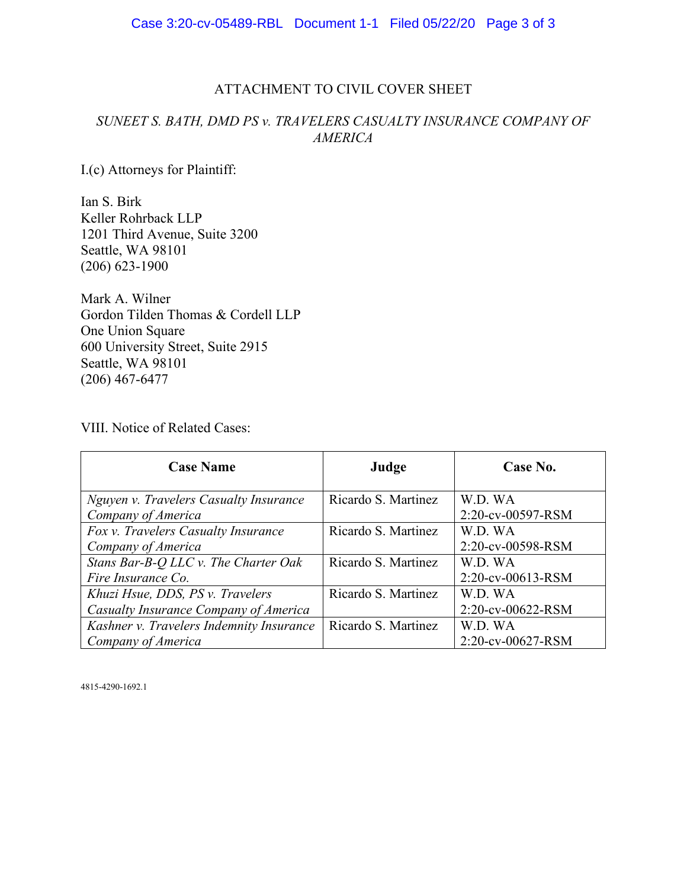ATTACHMENT TO CIVIL COVER SHEET

*SUNEET S. BATH, DMD PS v. TRAVELERS CASUALTY INSURANCE COMPANY OF AMERICA*

I.(c) Attorneys for Plaintiff:

Ian S. Birk
Keller Rohrback LLP
1201 Third Avenue, Suite 3200
Seattle, WA 98101
(206) 623-1900

Mark A. Wilner
Gordon Tilden Thomas & Cordell LLP
One Union Square
600 University Street, Suite 2915
Seattle, WA 98101
(206) 467-6477

VIII. Notice of Related Cases:

| Case Name | Judge | Case No. |
|---|---|---|
| *Nguyen v. Travelers Casualty Insurance Company of America* | Ricardo S. Martinez | W.D. WA 2:20-cv-00597-RSM |
| *Fox v. Travelers Casualty Insurance Company of America* | Ricardo S. Martinez | W.D. WA 2:20-cv-00598-RSM |
| *Stans Bar-B-Q LLC v. The Charter Oak Fire Insurance Co.* | Ricardo S. Martinez | W.D. WA 2:20-cv-00613-RSM |
| *Khuzi Hsue, DDS, PS v. Travelers Casualty Insurance Company of America* | Ricardo S. Martinez | W.D. WA 2:20-cv-00622-RSM |
| *Kashner v. Travelers Indemnity Insurance Company of America* | Ricardo S. Martinez | W.D. WA 2:20-cv-00627-RSM |

4815-4290-1692.1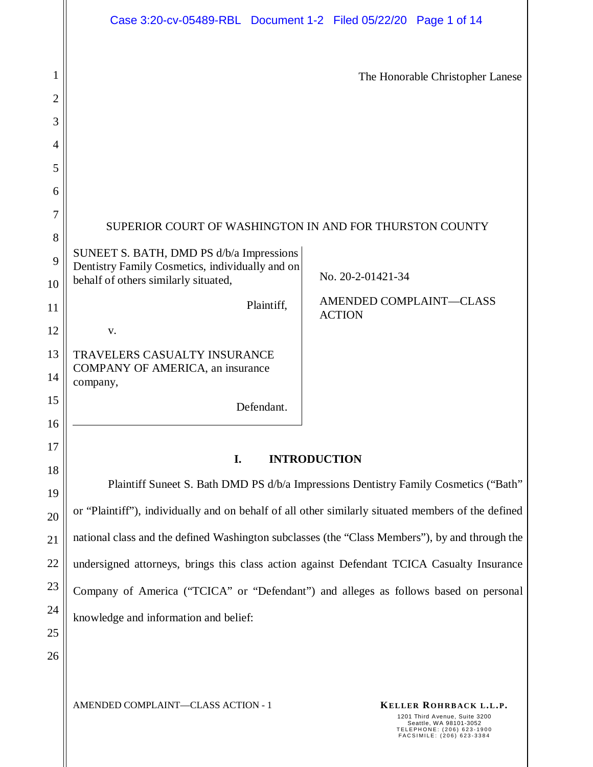The Honorable Christopher Lanese

SUPERIOR COURT OF WASHINGTON IN AND FOR THURSTON COUNTY

| | |
|---|---|
| SUNEET S. BATH, DMD PS d/b/a Impressions Dentistry Family Cosmetics, individually and on behalf of others similarly situated,<br><br>Plaintiff,<br><br>v.<br><br>TRAVELERS CASUALTY INSURANCE COMPANY OF AMERICA, an insurance company,<br><br>Defendant. | No. 20-2-01421-34<br><br>AMENDED COMPLAINT—CLASS ACTION |

## I. INTRODUCTION

Plaintiff Suneet S. Bath DMD PS d/b/a Impressions Dentistry Family Cosmetics ("Bath" or "Plaintiff"), individually and on behalf of all other similarly situated members of the defined national class and the defined Washington subclasses (the "Class Members"), by and through the undersigned attorneys, brings this class action against Defendant TCICA Casualty Insurance Company of America ("TCICA" or "Defendant") and alleges as follows based on personal knowledge and information and belief: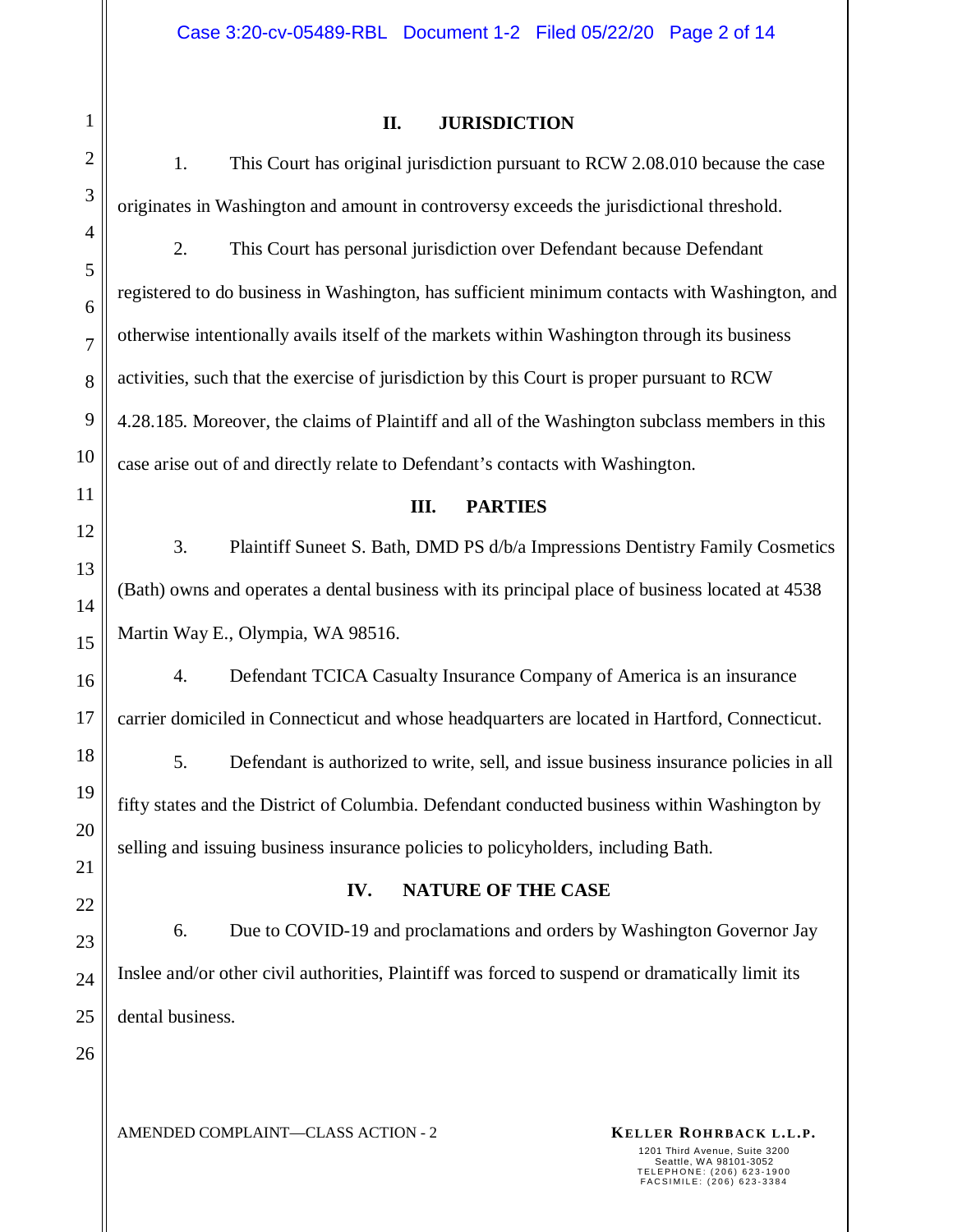## II. JURISDICTION

1. This Court has original jurisdiction pursuant to RCW 2.08.010 because the case originates in Washington and amount in controversy exceeds the jurisdictional threshold.

2. This Court has personal jurisdiction over Defendant because Defendant registered to do business in Washington, has sufficient minimum contacts with Washington, and otherwise intentionally avails itself of the markets within Washington through its business activities, such that the exercise of jurisdiction by this Court is proper pursuant to RCW 4.28.185. Moreover, the claims of Plaintiff and all of the Washington subclass members in this case arise out of and directly relate to Defendant's contacts with Washington.

## III. PARTIES

3. Plaintiff Suneet S. Bath, DMD PS d/b/a Impressions Dentistry Family Cosmetics (Bath) owns and operates a dental business with its principal place of business located at 4538 Martin Way E., Olympia, WA 98516.

4. Defendant TCICA Casualty Insurance Company of America is an insurance carrier domiciled in Connecticut and whose headquarters are located in Hartford, Connecticut.

5. Defendant is authorized to write, sell, and issue business insurance policies in all fifty states and the District of Columbia. Defendant conducted business within Washington by selling and issuing business insurance policies to policyholders, including Bath.

## IV. NATURE OF THE CASE

6. Due to COVID-19 and proclamations and orders by Washington Governor Jay Inslee and/or other civil authorities, Plaintiff was forced to suspend or dramatically limit its dental business.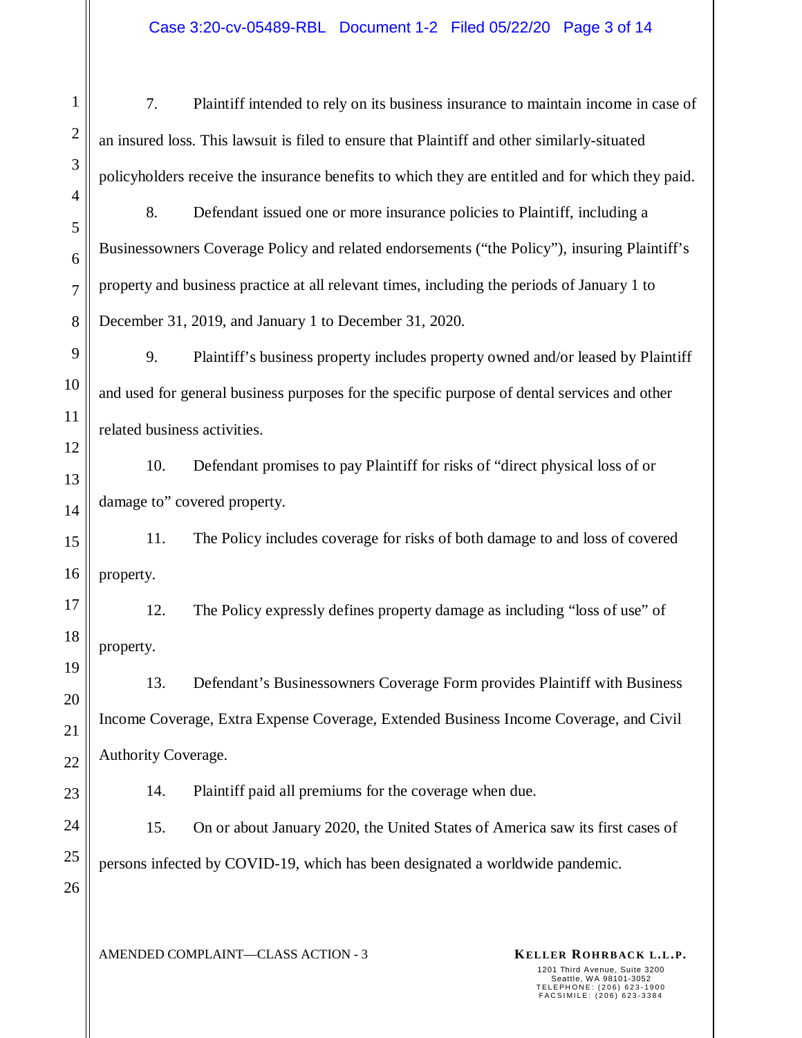7. Plaintiff intended to rely on its business insurance to maintain income in case of an insured loss. This lawsuit is filed to ensure that Plaintiff and other similarly-situated policyholders receive the insurance benefits to which they are entitled and for which they paid.

8. Defendant issued one or more insurance policies to Plaintiff, including a Businessowners Coverage Policy and related endorsements ("the Policy"), insuring Plaintiff's property and business practice at all relevant times, including the periods of January 1 to December 31, 2019, and January 1 to December 31, 2020.

9. Plaintiff's business property includes property owned and/or leased by Plaintiff and used for general business purposes for the specific purpose of dental services and other related business activities.

10. Defendant promises to pay Plaintiff for risks of "direct physical loss of or damage to" covered property.

11. The Policy includes coverage for risks of both damage to and loss of covered property.

12. The Policy expressly defines property damage as including "loss of use" of property.

13. Defendant's Businessowners Coverage Form provides Plaintiff with Business Income Coverage, Extra Expense Coverage, Extended Business Income Coverage, and Civil Authority Coverage.

14. Plaintiff paid all premiums for the coverage when due.

15. On or about January 2020, the United States of America saw its first cases of persons infected by COVID-19, which has been designated a worldwide pandemic.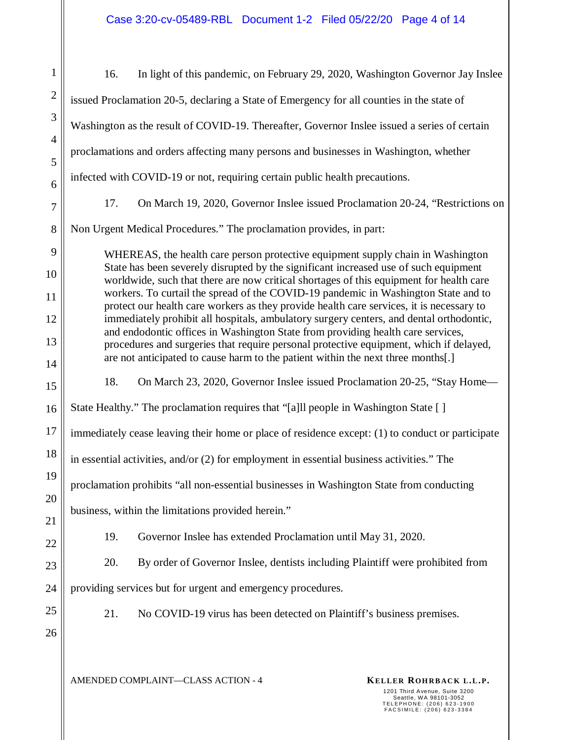16. In light of this pandemic, on February 29, 2020, Washington Governor Jay Inslee issued Proclamation 20-5, declaring a State of Emergency for all counties in the state of Washington as the result of COVID-19. Thereafter, Governor Inslee issued a series of certain proclamations and orders affecting many persons and businesses in Washington, whether infected with COVID-19 or not, requiring certain public health precautions.

17. On March 19, 2020, Governor Inslee issued Proclamation 20-24, "Restrictions on Non Urgent Medical Procedures." The proclamation provides, in part:

> WHEREAS, the health care person protective equipment supply chain in Washington State has been severely disrupted by the significant increased use of such equipment worldwide, such that there are now critical shortages of this equipment for health care workers. To curtail the spread of the COVID-19 pandemic in Washington State and to protect our health care workers as they provide health care services, it is necessary to immediately prohibit all hospitals, ambulatory surgery centers, and dental orthodontic, and endodontic offices in Washington State from providing health care services, procedures and surgeries that require personal protective equipment, which if delayed, are not anticipated to cause harm to the patient within the next three months[.]

18. On March 23, 2020, Governor Inslee issued Proclamation 20-25, "Stay Home—State Healthy." The proclamation requires that "[a]ll people in Washington State [ ] immediately cease leaving their home or place of residence except: (1) to conduct or participate in essential activities, and/or (2) for employment in essential business activities." The proclamation prohibits "all non-essential businesses in Washington State from conducting business, within the limitations provided herein."

19. Governor Inslee has extended Proclamation until May 31, 2020.

20. By order of Governor Inslee, dentists including Plaintiff were prohibited from providing services but for urgent and emergency procedures.

21. No COVID-19 virus has been detected on Plaintiff's business premises.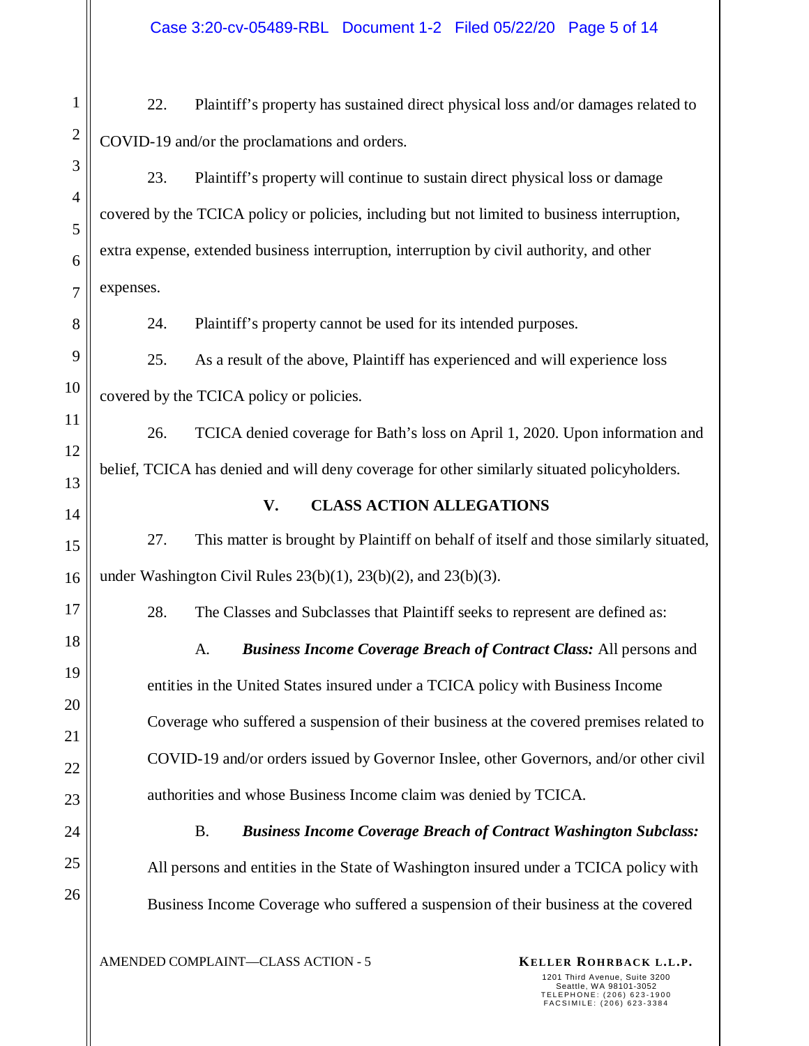22. Plaintiff's property has sustained direct physical loss and/or damages related to COVID-19 and/or the proclamations and orders.

23. Plaintiff's property will continue to sustain direct physical loss or damage covered by the TCICA policy or policies, including but not limited to business interruption, extra expense, extended business interruption, interruption by civil authority, and other expenses.

24. Plaintiff's property cannot be used for its intended purposes.

25. As a result of the above, Plaintiff has experienced and will experience loss covered by the TCICA policy or policies.

26. TCICA denied coverage for Bath's loss on April 1, 2020. Upon information and belief, TCICA has denied and will deny coverage for other similarly situated policyholders.

## V. CLASS ACTION ALLEGATIONS

27. This matter is brought by Plaintiff on behalf of itself and those similarly situated, under Washington Civil Rules 23(b)(1), 23(b)(2), and 23(b)(3).

28. The Classes and Subclasses that Plaintiff seeks to represent are defined as:

A. ***Business Income Coverage Breach of Contract Class:*** All persons and entities in the United States insured under a TCICA policy with Business Income Coverage who suffered a suspension of their business at the covered premises related to COVID-19 and/or orders issued by Governor Inslee, other Governors, and/or other civil authorities and whose Business Income claim was denied by TCICA.

B. ***Business Income Coverage Breach of Contract Washington Subclass:*** All persons and entities in the State of Washington insured under a TCICA policy with Business Income Coverage who suffered a suspension of their business at the covered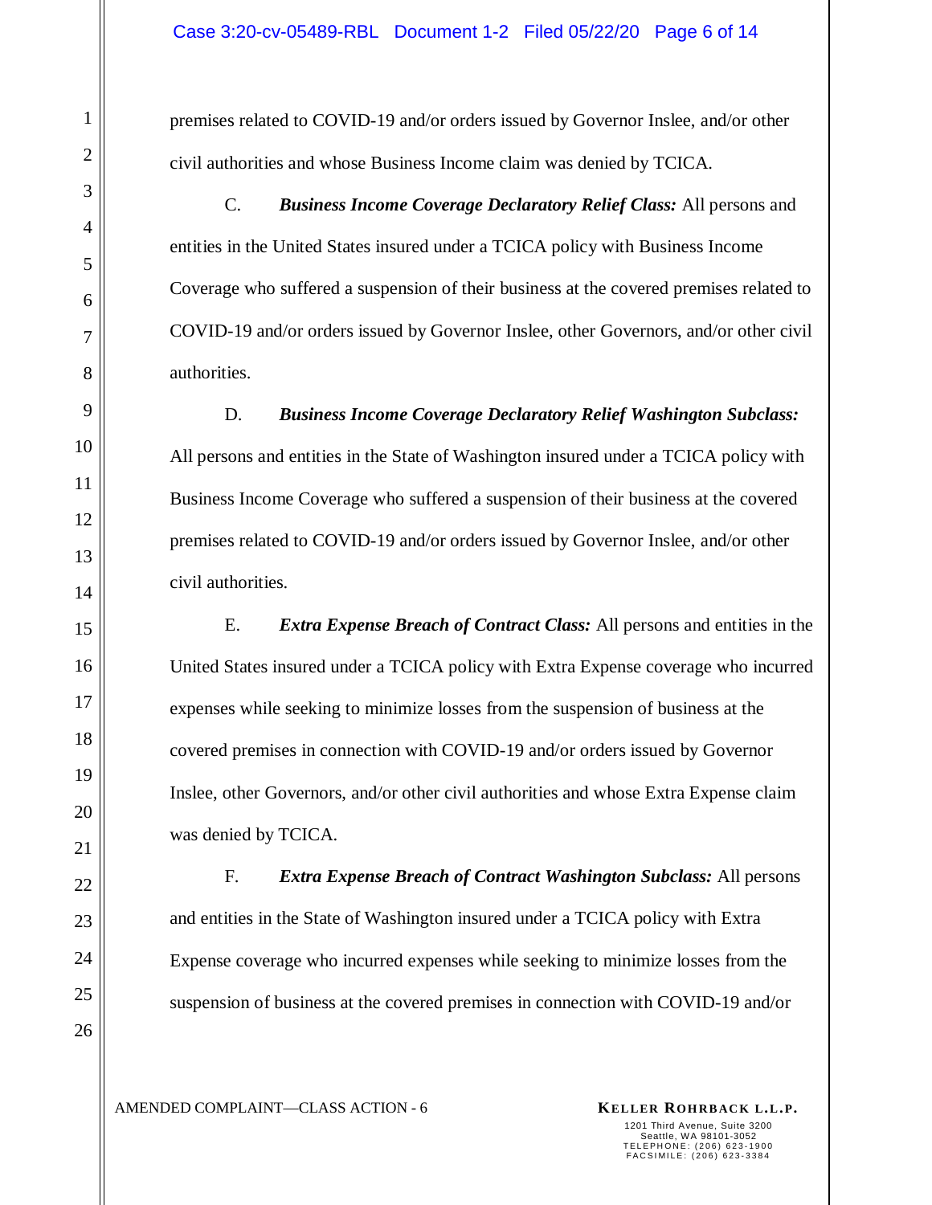premises related to COVID-19 and/or orders issued by Governor Inslee, and/or other civil authorities and whose Business Income claim was denied by TCICA.

C. ***Business Income Coverage Declaratory Relief Class:*** All persons and entities in the United States insured under a TCICA policy with Business Income Coverage who suffered a suspension of their business at the covered premises related to COVID-19 and/or orders issued by Governor Inslee, other Governors, and/or other civil authorities.

D. ***Business Income Coverage Declaratory Relief Washington Subclass:*** All persons and entities in the State of Washington insured under a TCICA policy with Business Income Coverage who suffered a suspension of their business at the covered premises related to COVID-19 and/or orders issued by Governor Inslee, and/or other civil authorities.

E. ***Extra Expense Breach of Contract Class:*** All persons and entities in the United States insured under a TCICA policy with Extra Expense coverage who incurred expenses while seeking to minimize losses from the suspension of business at the covered premises in connection with COVID-19 and/or orders issued by Governor Inslee, other Governors, and/or other civil authorities and whose Extra Expense claim was denied by TCICA.

F. ***Extra Expense Breach of Contract Washington Subclass:*** All persons and entities in the State of Washington insured under a TCICA policy with Extra Expense coverage who incurred expenses while seeking to minimize losses from the suspension of business at the covered premises in connection with COVID-19 and/or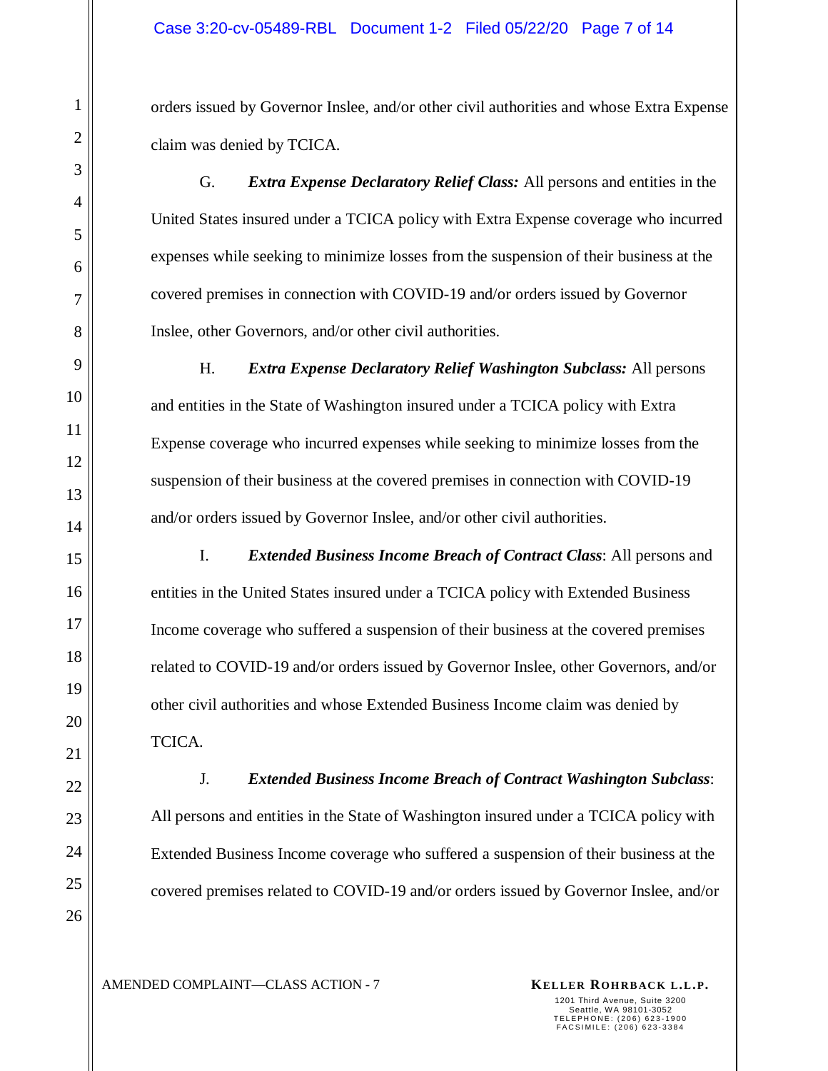orders issued by Governor Inslee, and/or other civil authorities and whose Extra Expense claim was denied by TCICA.

G. ***Extra Expense Declaratory Relief Class:*** All persons and entities in the United States insured under a TCICA policy with Extra Expense coverage who incurred expenses while seeking to minimize losses from the suspension of their business at the covered premises in connection with COVID-19 and/or orders issued by Governor Inslee, other Governors, and/or other civil authorities.

H. ***Extra Expense Declaratory Relief Washington Subclass:*** All persons and entities in the State of Washington insured under a TCICA policy with Extra Expense coverage who incurred expenses while seeking to minimize losses from the suspension of their business at the covered premises in connection with COVID-19 and/or orders issued by Governor Inslee, and/or other civil authorities.

I. ***Extended Business Income Breach of Contract Class***: All persons and entities in the United States insured under a TCICA policy with Extended Business Income coverage who suffered a suspension of their business at the covered premises related to COVID-19 and/or orders issued by Governor Inslee, other Governors, and/or other civil authorities and whose Extended Business Income claim was denied by TCICA.

J. ***Extended Business Income Breach of Contract Washington Subclass***: All persons and entities in the State of Washington insured under a TCICA policy with Extended Business Income coverage who suffered a suspension of their business at the covered premises related to COVID-19 and/or orders issued by Governor Inslee, and/or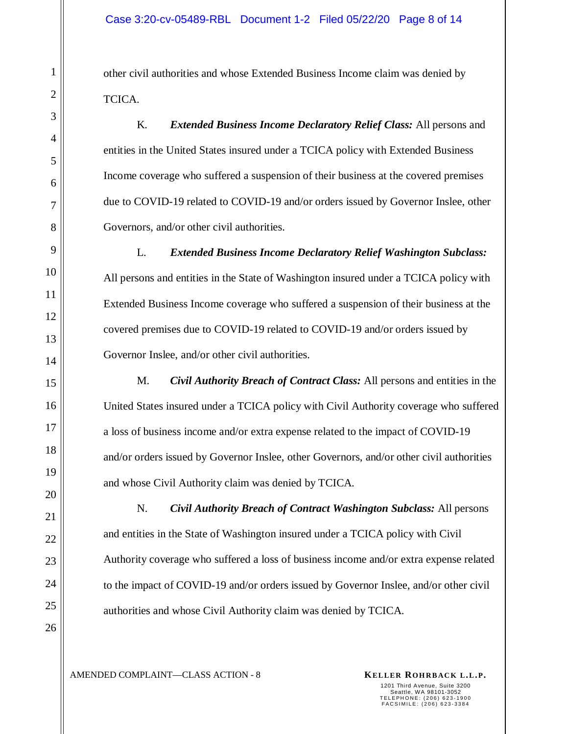other civil authorities and whose Extended Business Income claim was denied by TCICA.

K. ***Extended Business Income Declaratory Relief Class:*** All persons and entities in the United States insured under a TCICA policy with Extended Business Income coverage who suffered a suspension of their business at the covered premises due to COVID-19 related to COVID-19 and/or orders issued by Governor Inslee, other Governors, and/or other civil authorities.

L. ***Extended Business Income Declaratory Relief Washington Subclass:*** All persons and entities in the State of Washington insured under a TCICA policy with Extended Business Income coverage who suffered a suspension of their business at the covered premises due to COVID-19 related to COVID-19 and/or orders issued by Governor Inslee, and/or other civil authorities.

M. ***Civil Authority Breach of Contract Class:*** All persons and entities in the United States insured under a TCICA policy with Civil Authority coverage who suffered a loss of business income and/or extra expense related to the impact of COVID-19 and/or orders issued by Governor Inslee, other Governors, and/or other civil authorities and whose Civil Authority claim was denied by TCICA.

N. ***Civil Authority Breach of Contract Washington Subclass:*** All persons and entities in the State of Washington insured under a TCICA policy with Civil Authority coverage who suffered a loss of business income and/or extra expense related to the impact of COVID-19 and/or orders issued by Governor Inslee, and/or other civil authorities and whose Civil Authority claim was denied by TCICA.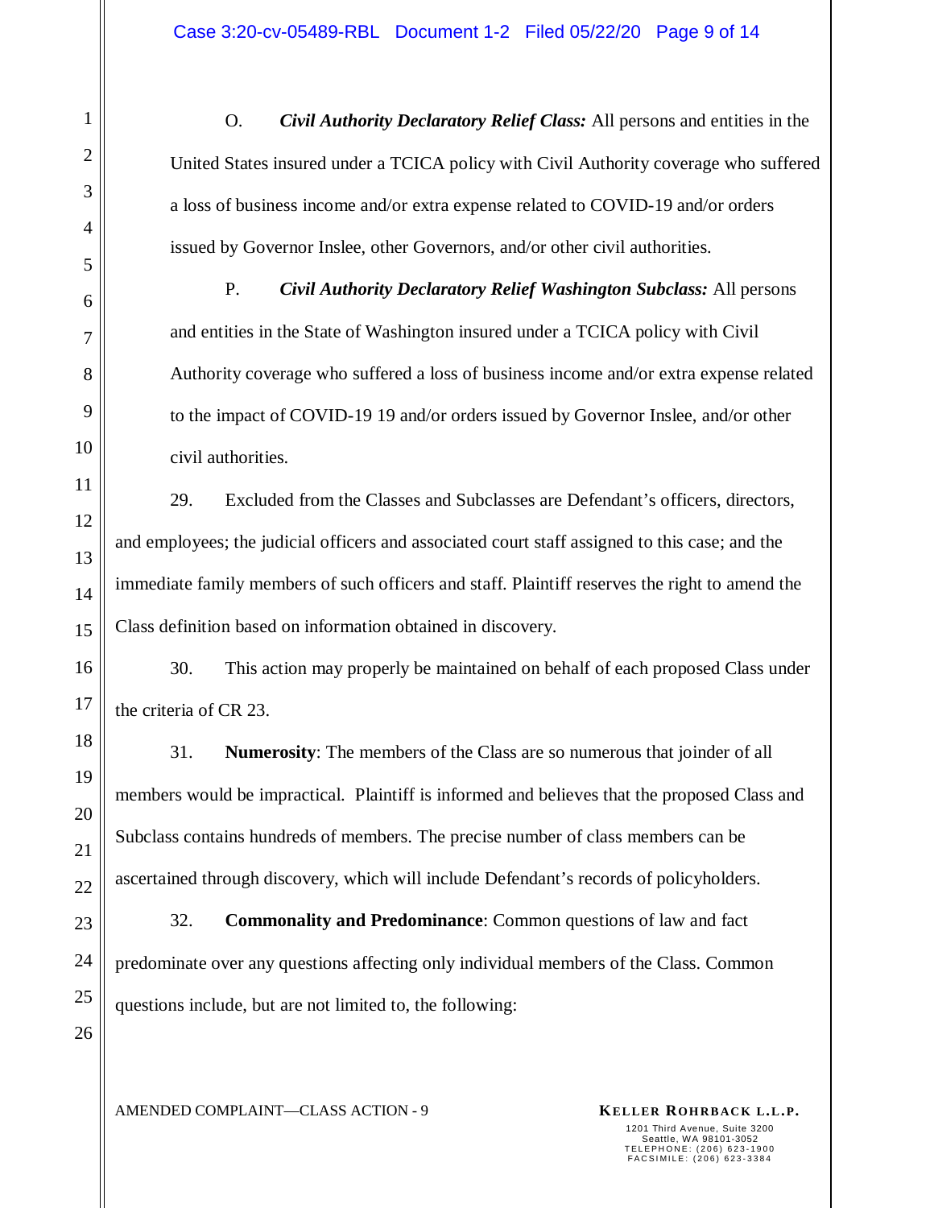O. ***Civil Authority Declaratory Relief Class:*** All persons and entities in the United States insured under a TCICA policy with Civil Authority coverage who suffered a loss of business income and/or extra expense related to COVID-19 and/or orders issued by Governor Inslee, other Governors, and/or other civil authorities.

P. ***Civil Authority Declaratory Relief Washington Subclass:*** All persons and entities in the State of Washington insured under a TCICA policy with Civil Authority coverage who suffered a loss of business income and/or extra expense related to the impact of COVID-19 19 and/or orders issued by Governor Inslee, and/or other civil authorities.

29. Excluded from the Classes and Subclasses are Defendant's officers, directors, and employees; the judicial officers and associated court staff assigned to this case; and the immediate family members of such officers and staff. Plaintiff reserves the right to amend the Class definition based on information obtained in discovery.

30. This action may properly be maintained on behalf of each proposed Class under the criteria of CR 23.

31. **Numerosity**: The members of the Class are so numerous that joinder of all members would be impractical. Plaintiff is informed and believes that the proposed Class and Subclass contains hundreds of members. The precise number of class members can be ascertained through discovery, which will include Defendant's records of policyholders.

32. **Commonality and Predominance**: Common questions of law and fact predominate over any questions affecting only individual members of the Class. Common questions include, but are not limited to, the following: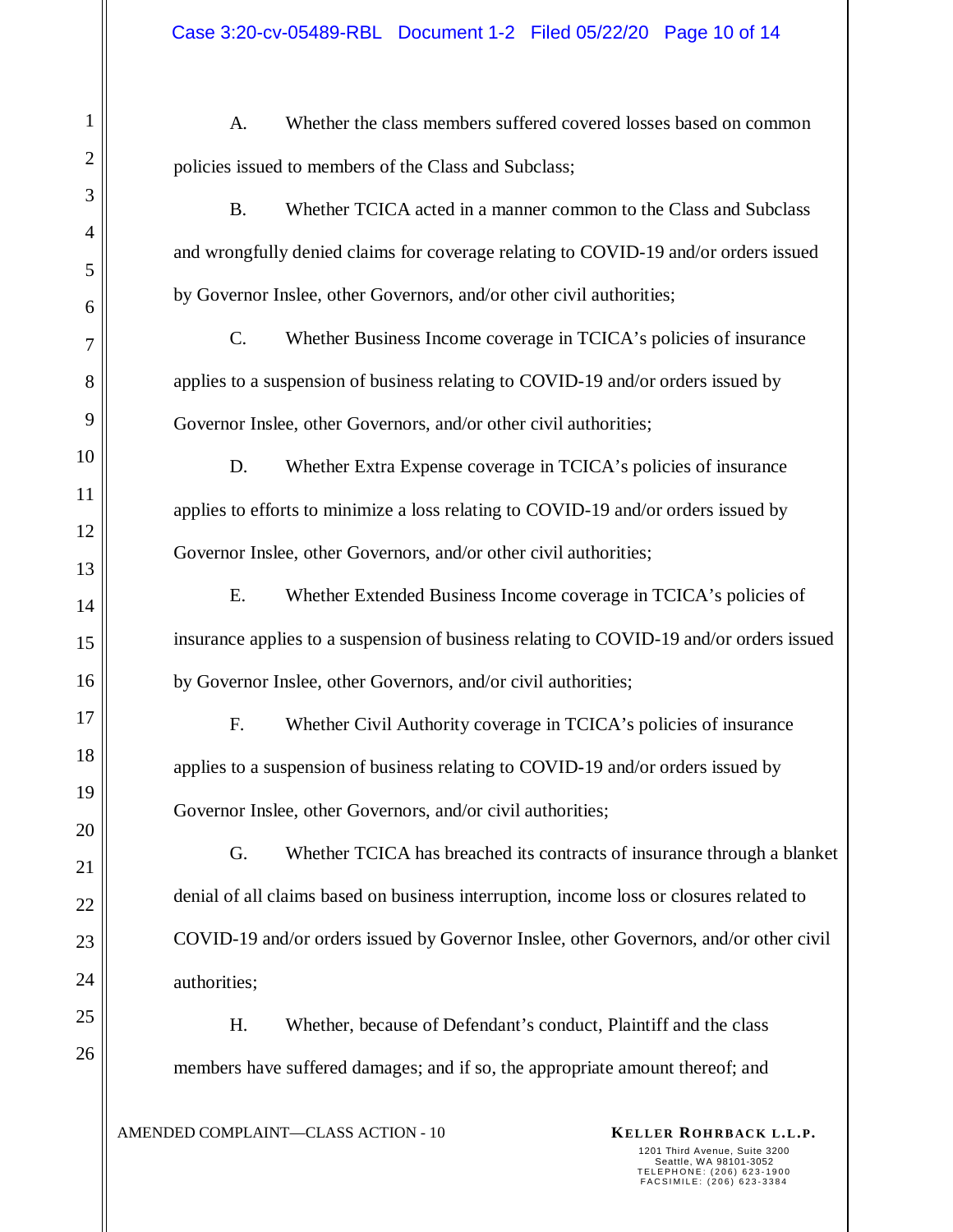A. Whether the class members suffered covered losses based on common policies issued to members of the Class and Subclass;

B. Whether TCICA acted in a manner common to the Class and Subclass and wrongfully denied claims for coverage relating to COVID-19 and/or orders issued by Governor Inslee, other Governors, and/or other civil authorities;

C. Whether Business Income coverage in TCICA's policies of insurance applies to a suspension of business relating to COVID-19 and/or orders issued by Governor Inslee, other Governors, and/or other civil authorities;

D. Whether Extra Expense coverage in TCICA's policies of insurance applies to efforts to minimize a loss relating to COVID-19 and/or orders issued by Governor Inslee, other Governors, and/or other civil authorities;

E. Whether Extended Business Income coverage in TCICA's policies of insurance applies to a suspension of business relating to COVID-19 and/or orders issued by Governor Inslee, other Governors, and/or civil authorities;

F. Whether Civil Authority coverage in TCICA's policies of insurance applies to a suspension of business relating to COVID-19 and/or orders issued by Governor Inslee, other Governors, and/or civil authorities;

G. Whether TCICA has breached its contracts of insurance through a blanket denial of all claims based on business interruption, income loss or closures related to COVID-19 and/or orders issued by Governor Inslee, other Governors, and/or other civil authorities;

H. Whether, because of Defendant's conduct, Plaintiff and the class members have suffered damages; and if so, the appropriate amount thereof; and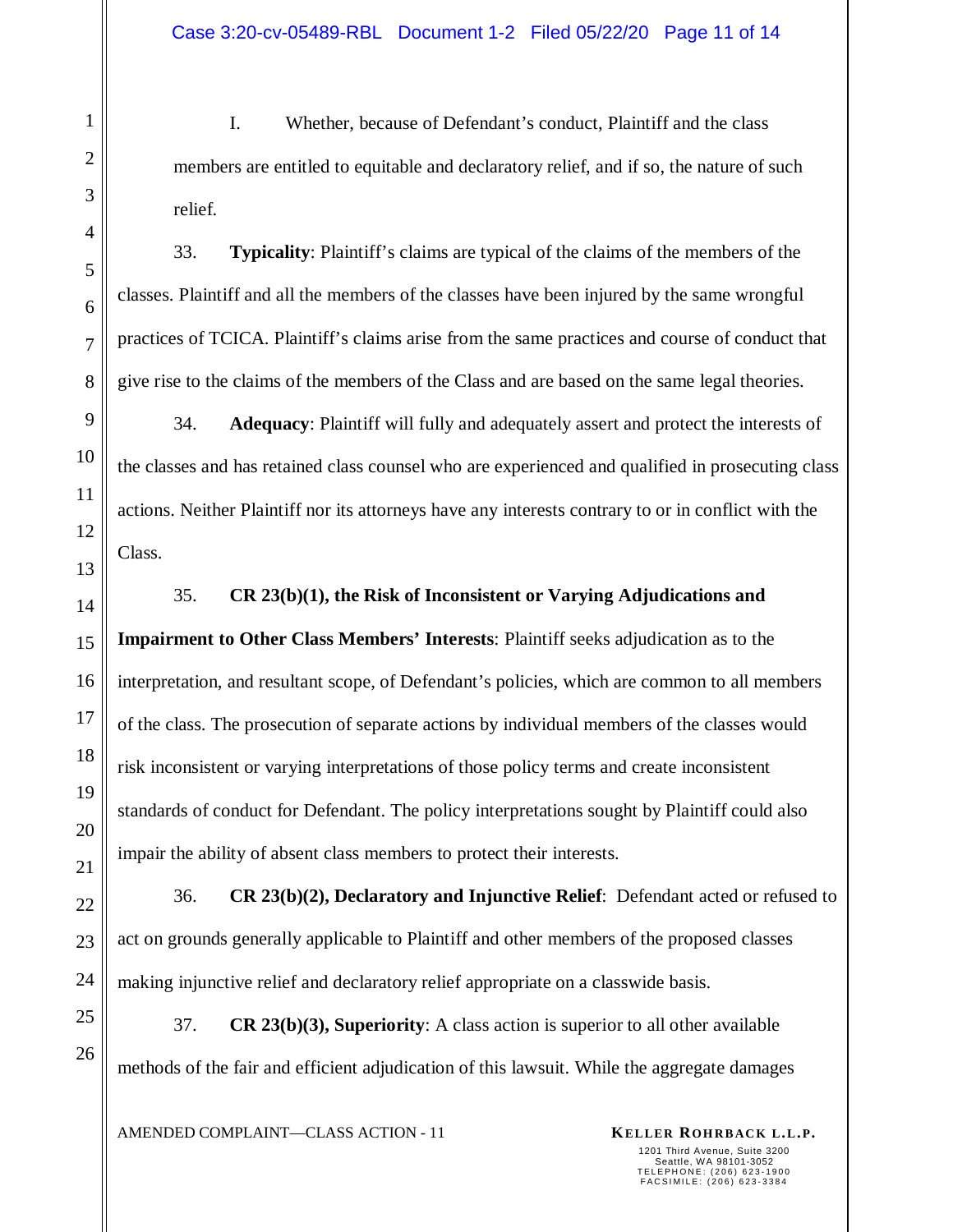I. Whether, because of Defendant's conduct, Plaintiff and the class members are entitled to equitable and declaratory relief, and if so, the nature of such relief.

33. **Typicality**: Plaintiff's claims are typical of the claims of the members of the classes. Plaintiff and all the members of the classes have been injured by the same wrongful practices of TCICA. Plaintiff's claims arise from the same practices and course of conduct that give rise to the claims of the members of the Class and are based on the same legal theories.

34. **Adequacy**: Plaintiff will fully and adequately assert and protect the interests of the classes and has retained class counsel who are experienced and qualified in prosecuting class actions. Neither Plaintiff nor its attorneys have any interests contrary to or in conflict with the Class.

35. **CR 23(b)(1), the Risk of Inconsistent or Varying Adjudications and Impairment to Other Class Members' Interests**: Plaintiff seeks adjudication as to the interpretation, and resultant scope, of Defendant's policies, which are common to all members of the class. The prosecution of separate actions by individual members of the classes would risk inconsistent or varying interpretations of those policy terms and create inconsistent standards of conduct for Defendant. The policy interpretations sought by Plaintiff could also impair the ability of absent class members to protect their interests.

36. **CR 23(b)(2), Declaratory and Injunctive Relief**: Defendant acted or refused to act on grounds generally applicable to Plaintiff and other members of the proposed classes making injunctive relief and declaratory relief appropriate on a classwide basis.

37. **CR 23(b)(3), Superiority**: A class action is superior to all other available methods of the fair and efficient adjudication of this lawsuit. While the aggregate damages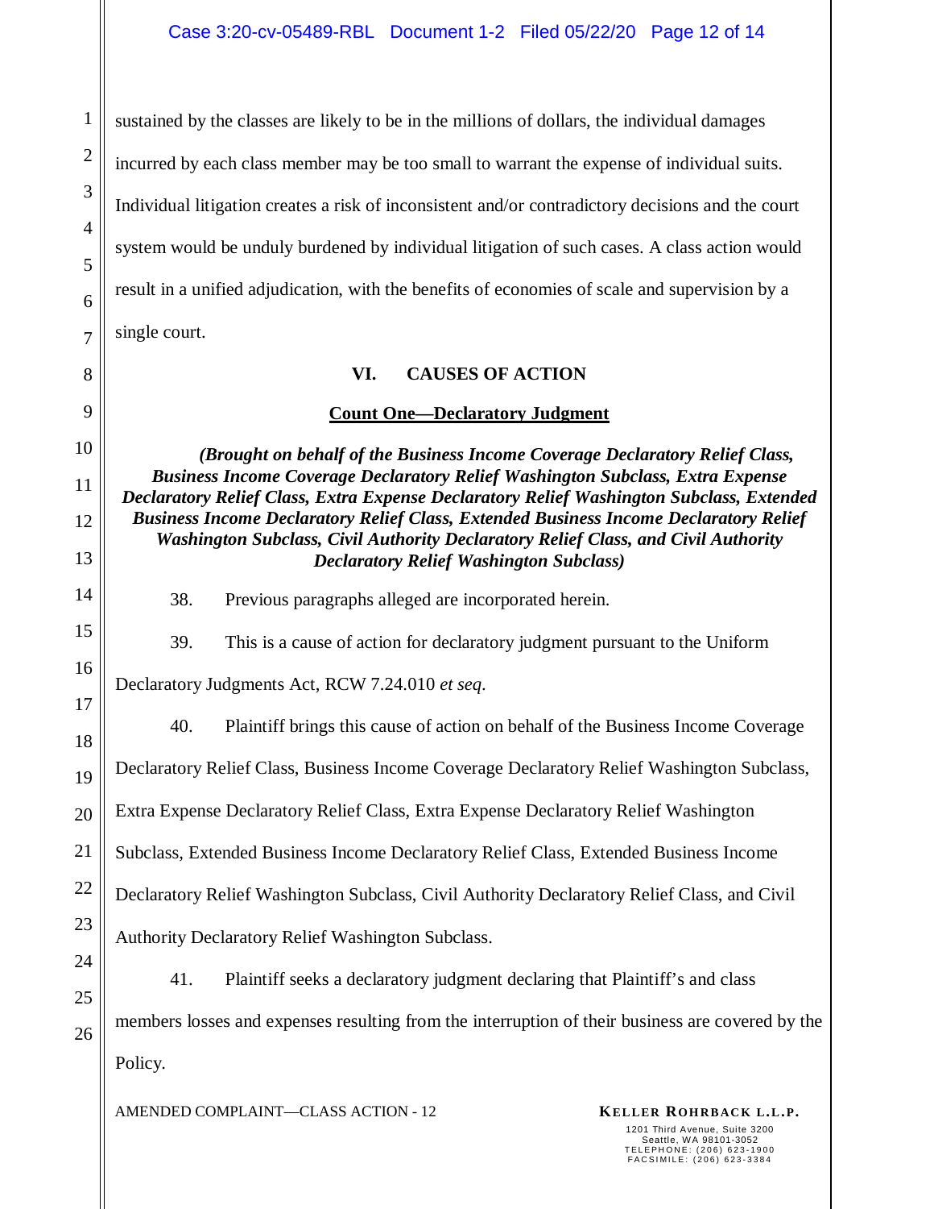sustained by the classes are likely to be in the millions of dollars, the individual damages incurred by each class member may be too small to warrant the expense of individual suits. Individual litigation creates a risk of inconsistent and/or contradictory decisions and the court system would be unduly burdened by individual litigation of such cases. A class action would result in a unified adjudication, with the benefits of economies of scale and supervision by a single court.

## VI. CAUSES OF ACTION

### Count One—Declaratory Judgment

***(Brought on behalf of the Business Income Coverage Declaratory Relief Class, Business Income Coverage Declaratory Relief Washington Subclass, Extra Expense Declaratory Relief Class, Extra Expense Declaratory Relief Washington Subclass, Extended Business Income Declaratory Relief Class, Extended Business Income Declaratory Relief Washington Subclass, Civil Authority Declaratory Relief Class, and Civil Authority Declaratory Relief Washington Subclass)***

38. Previous paragraphs alleged are incorporated herein.

39. This is a cause of action for declaratory judgment pursuant to the Uniform Declaratory Judgments Act, RCW 7.24.010 *et seq*.

40. Plaintiff brings this cause of action on behalf of the Business Income Coverage Declaratory Relief Class, Business Income Coverage Declaratory Relief Washington Subclass, Extra Expense Declaratory Relief Class, Extra Expense Declaratory Relief Washington Subclass, Extended Business Income Declaratory Relief Class, Extended Business Income Declaratory Relief Washington Subclass, Civil Authority Declaratory Relief Class, and Civil Authority Declaratory Relief Washington Subclass.

41. Plaintiff seeks a declaratory judgment declaring that Plaintiff's and class members losses and expenses resulting from the interruption of their business are covered by the Policy.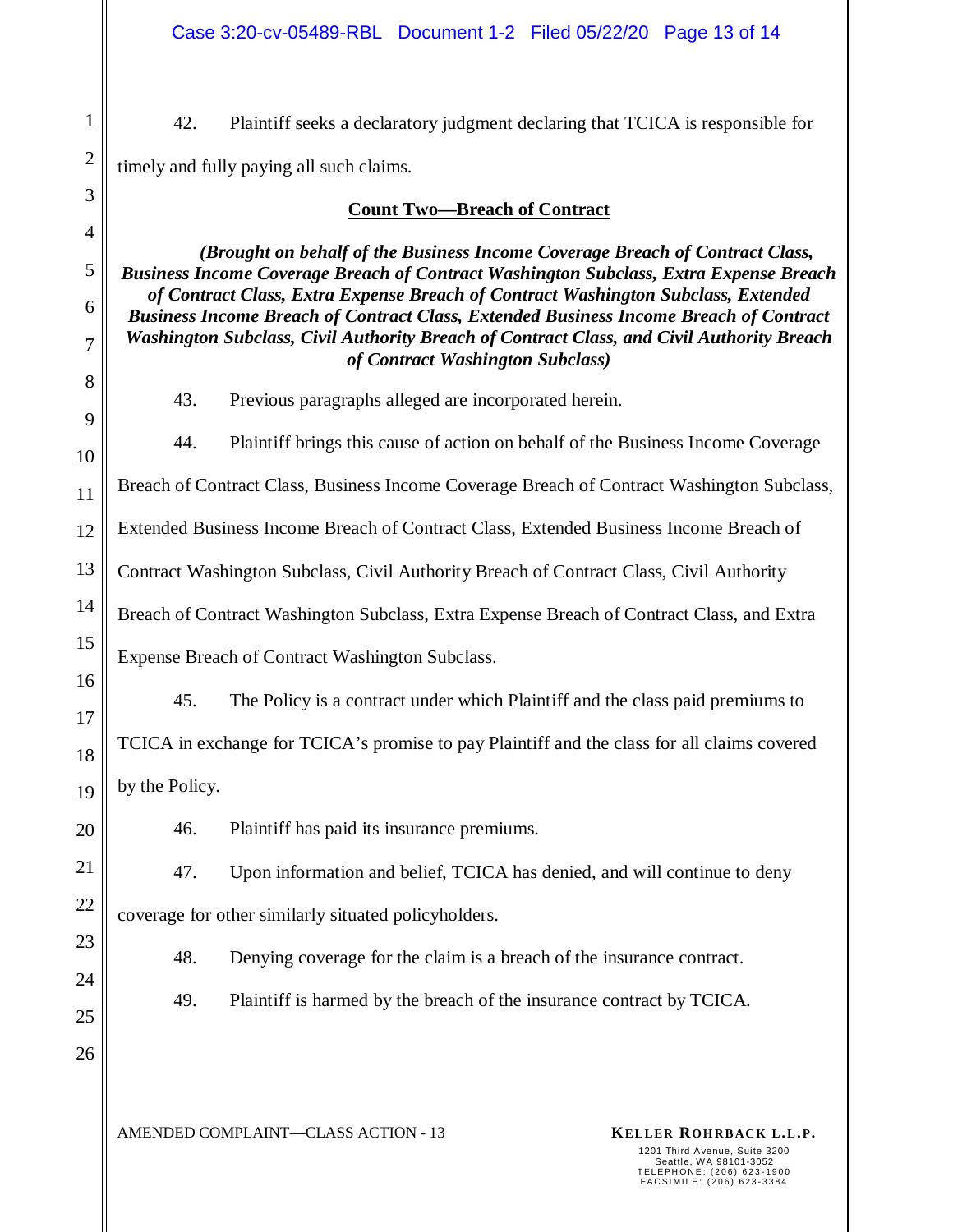42. Plaintiff seeks a declaratory judgment declaring that TCICA is responsible for timely and fully paying all such claims.

## Count Two—Breach of Contract

***(Brought on behalf of the Business Income Coverage Breach of Contract Class, Business Income Coverage Breach of Contract Washington Subclass, Extra Expense Breach of Contract Class, Extra Expense Breach of Contract Washington Subclass, Extended Business Income Breach of Contract Class, Extended Business Income Breach of Contract Washington Subclass, Civil Authority Breach of Contract Class, and Civil Authority Breach of Contract Washington Subclass)***

43. Previous paragraphs alleged are incorporated herein.

44. Plaintiff brings this cause of action on behalf of the Business Income Coverage Breach of Contract Class, Business Income Coverage Breach of Contract Washington Subclass, Extended Business Income Breach of Contract Class, Extended Business Income Breach of Contract Washington Subclass, Civil Authority Breach of Contract Class, Civil Authority Breach of Contract Washington Subclass, Extra Expense Breach of Contract Class, and Extra Expense Breach of Contract Washington Subclass.

45. The Policy is a contract under which Plaintiff and the class paid premiums to TCICA in exchange for TCICA's promise to pay Plaintiff and the class for all claims covered by the Policy.

46. Plaintiff has paid its insurance premiums.

47. Upon information and belief, TCICA has denied, and will continue to deny coverage for other similarly situated policyholders.

48. Denying coverage for the claim is a breach of the insurance contract.

49. Plaintiff is harmed by the breach of the insurance contract by TCICA.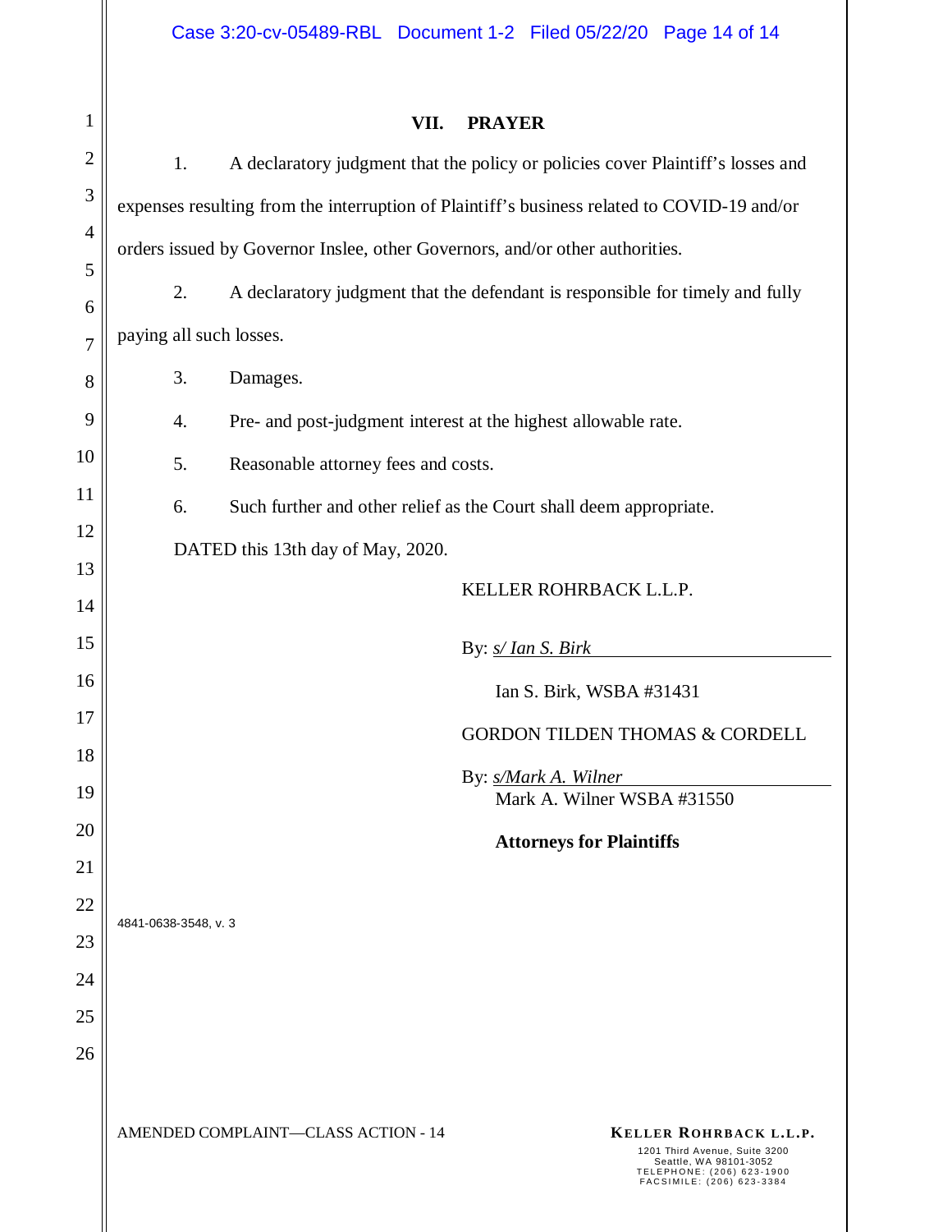## VII. PRAYER

1. A declaratory judgment that the policy or policies cover Plaintiff's losses and expenses resulting from the interruption of Plaintiff's business related to COVID-19 and/or orders issued by Governor Inslee, other Governors, and/or other authorities.

2. A declaratory judgment that the defendant is responsible for timely and fully paying all such losses.

3. Damages.

4. Pre- and post-judgment interest at the highest allowable rate.

5. Reasonable attorney fees and costs.

6. Such further and other relief as the Court shall deem appropriate.

DATED this 13th day of May, 2020.

KELLER ROHRBACK L.L.P.

By: *s/ Ian S. Birk*

Ian S. Birk, WSBA #31431

GORDON TILDEN THOMAS & CORDELL

By: *s/Mark A. Wilner*

Mark A. Wilner WSBA #31550

**Attorneys for Plaintiffs**

4841-0638-3548, v. 3

AMENDED COMPLAINT—CLASS ACTION - 14

**KELLER ROHRBACK L.L.P.**
1201 Third Avenue, Suite 3200
Seattle, WA 98101-3052
TELEPHONE: (206) 623-1900
FACSIMILE: (206) 623-3384